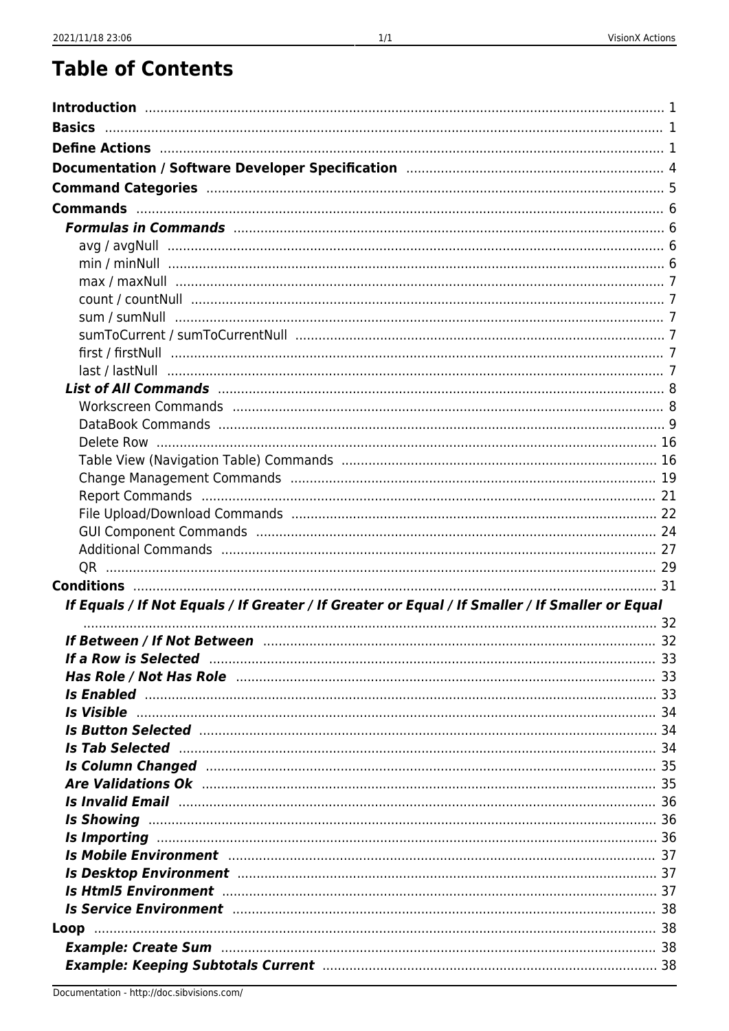# Table of Contents

- **Introduction** ..... 1
- **Basics** ..... 1
- **Define Actions** ..... 1
- **Documentation / Software Developer Specification** ..... 4
- **Command Categories** ..... 5
- **Commands** ..... 6
  - ***Formulas in Commands*** ..... 6
    - avg / avgNull ..... 6
    - min / minNull ..... 6
    - max / maxNull ..... 7
    - count / countNull ..... 7
    - sum / sumNull ..... 7
    - sumToCurrent / sumToCurrentNull ..... 7
    - first / firstNull ..... 7
    - last / lastNull ..... 7
  - ***List of All Commands*** ..... 8
    - Workscreen Commands ..... 8
    - DataBook Commands ..... 9
    - Delete Row ..... 16
    - Table View (Navigation Table) Commands ..... 16
    - Change Management Commands ..... 19
    - Report Commands ..... 21
    - File Upload/Download Commands ..... 22
    - GUI Component Commands ..... 24
    - Additional Commands ..... 27
    - QR ..... 29
- **Conditions** ..... 31
  - ***If Equals / If Not Equals / If Greater / If Greater or Equal / If Smaller / If Smaller or Equal*** ..... 32
  - ***If Between / If Not Between*** ..... 32
  - ***If a Row is Selected*** ..... 33
  - ***Has Role / Not Has Role*** ..... 33
  - ***Is Enabled*** ..... 33
  - ***Is Visible*** ..... 34
  - ***Is Button Selected*** ..... 34
  - ***Is Tab Selected*** ..... 34
  - ***Is Column Changed*** ..... 35
  - ***Are Validations Ok*** ..... 35
  - ***Is Invalid Email*** ..... 36
  - ***Is Showing*** ..... 36
  - ***Is Importing*** ..... 36
  - ***Is Mobile Environment*** ..... 37
  - ***Is Desktop Environment*** ..... 37
  - ***Is Html5 Environment*** ..... 37
  - ***Is Service Environment*** ..... 38
- **Loop** ..... 38
  - ***Example: Create Sum*** ..... 38
  - ***Example: Keeping Subtotals Current*** ..... 38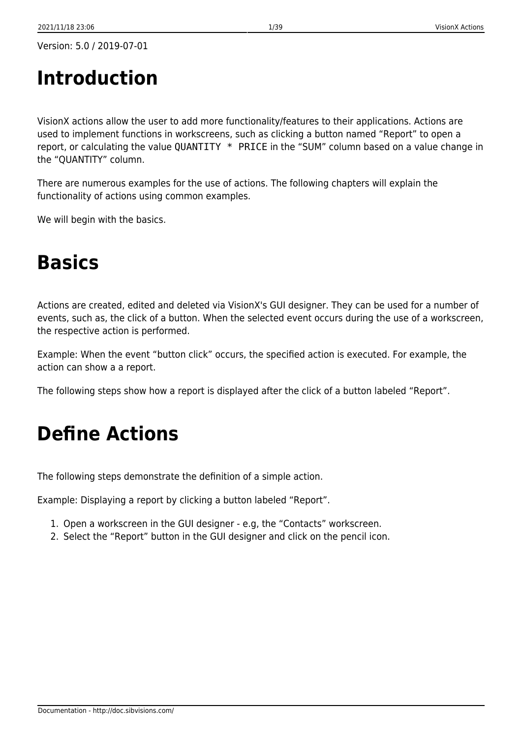Version: 5.0 / 2019-07-01

# Introduction

VisionX actions allow the user to add more functionality/features to their applications. Actions are used to implement functions in workscreens, such as clicking a button named “Report” to open a report, or calculating the value `QUANTITY * PRICE` in the “SUM” column based on a value change in the “QUANTITY” column.

There are numerous examples for the use of actions. The following chapters will explain the functionality of actions using common examples.

We will begin with the basics.

# Basics

Actions are created, edited and deleted via VisionX's GUI designer. They can be used for a number of events, such as, the click of a button. When the selected event occurs during the use of a workscreen, the respective action is performed.

Example: When the event “button click” occurs, the specified action is executed. For example, the action can show a a report.

The following steps show how a report is displayed after the click of a button labeled “Report”.

# Define Actions

The following steps demonstrate the definition of a simple action.

Example: Displaying a report by clicking a button labeled “Report”.

1. Open a workscreen in the GUI designer - e.g, the “Contacts” workscreen.
2. Select the “Report” button in the GUI designer and click on the pencil icon.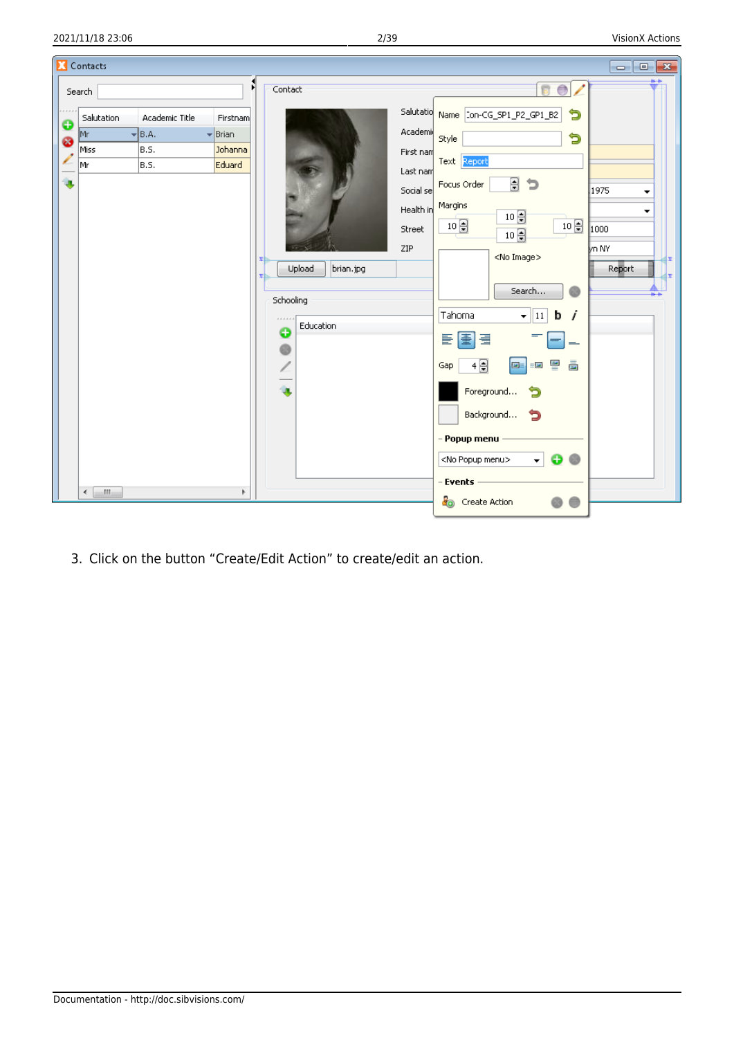3. Click on the button “Create/Edit Action” to create/edit an action.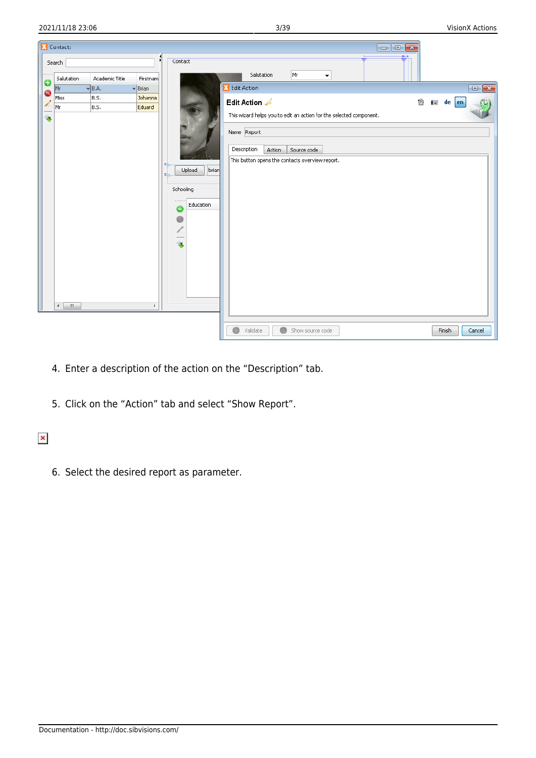4. Enter a description of the action on the “Description” tab.

5. Click on the “Action” tab and select “Show Report”.

6. Select the desired report as parameter.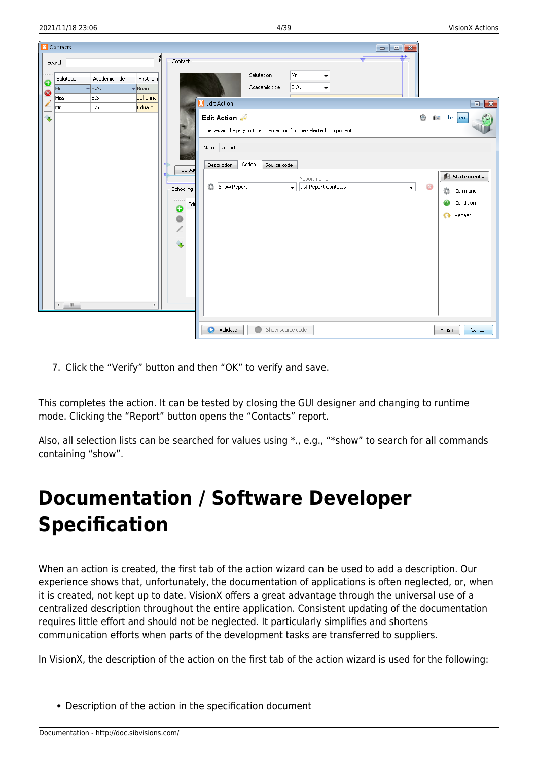7. Click the “Verify” button and then “OK” to verify and save.

This completes the action. It can be tested by closing the GUI designer and changing to runtime mode. Clicking the “Report” button opens the “Contacts” report.

Also, all selection lists can be searched for values using *., e.g., “*show” to search for all commands containing “show”.

# Documentation / Software Developer Specification

When an action is created, the first tab of the action wizard can be used to add a description. Our experience shows that, unfortunately, the documentation of applications is often neglected, or, when it is created, not kept up to date. VisionX offers a great advantage through the universal use of a centralized description throughout the entire application. Consistent updating of the documentation requires little effort and should not be neglected. It particularly simplifies and shortens communication efforts when parts of the development tasks are transferred to suppliers.

In VisionX, the description of the action on the first tab of the action wizard is used for the following:

- Description of the action in the specification document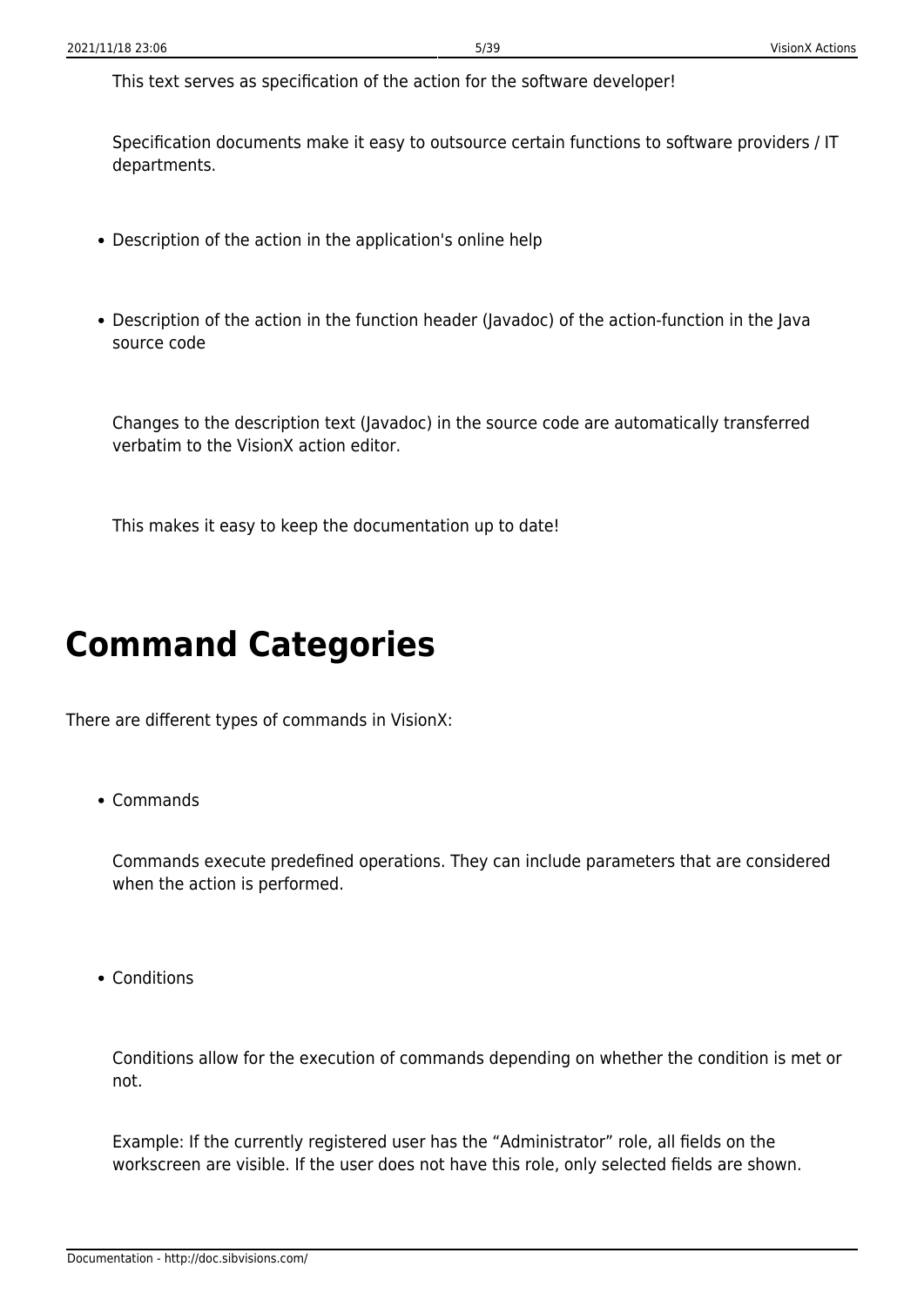This text serves as specification of the action for the software developer!

Specification documents make it easy to outsource certain functions to software providers / IT departments.

- Description of the action in the application's online help

- Description of the action in the function header (Javadoc) of the action-function in the Java source code

  Changes to the description text (Javadoc) in the source code are automatically transferred verbatim to the VisionX action editor.

  This makes it easy to keep the documentation up to date!

# Command Categories

There are different types of commands in VisionX:

- Commands

  Commands execute predefined operations. They can include parameters that are considered when the action is performed.

- Conditions

  Conditions allow for the execution of commands depending on whether the condition is met or not.

  Example: If the currently registered user has the “Administrator” role, all fields on the workscreen are visible. If the user does not have this role, only selected fields are shown.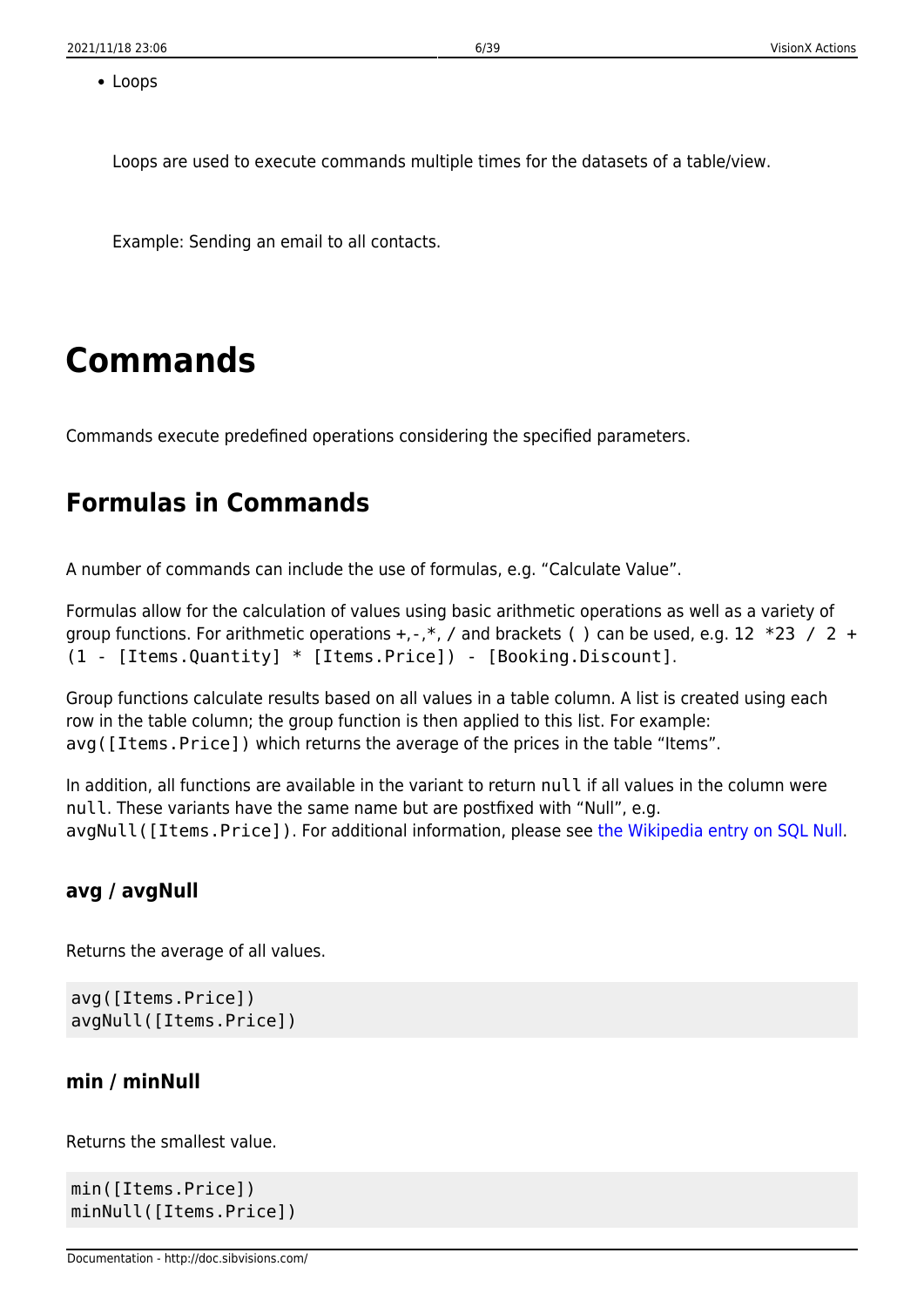- Loops

  Loops are used to execute commands multiple times for the datasets of a table/view.

  Example: Sending an email to all contacts.

# Commands

Commands execute predefined operations considering the specified parameters.

## Formulas in Commands

A number of commands can include the use of formulas, e.g. “Calculate Value”.

Formulas allow for the calculation of values using basic arithmetic operations as well as a variety of group functions. For arithmetic operations +,-,*, / and brackets ( ) can be used, e.g. `12 *23 / 2 + (1 - [Items.Quantity] * [Items.Price]) - [Booking.Discount]`.

Group functions calculate results based on all values in a table column. A list is created using each row in the table column; the group function is then applied to this list. For example: `avg([Items.Price])` which returns the average of the prices in the table “Items”.

In addition, all functions are available in the variant to return `null` if all values in the column were `null`. These variants have the same name but are postfixed with “Null”, e.g. `avgNull([Items.Price])`. For additional information, please see the Wikipedia entry on SQL Null.

### avg / avgNull

Returns the average of all values.

```
avg([Items.Price])
avgNull([Items.Price])
```

### min / minNull

Returns the smallest value.

```
min([Items.Price])
minNull([Items.Price])
```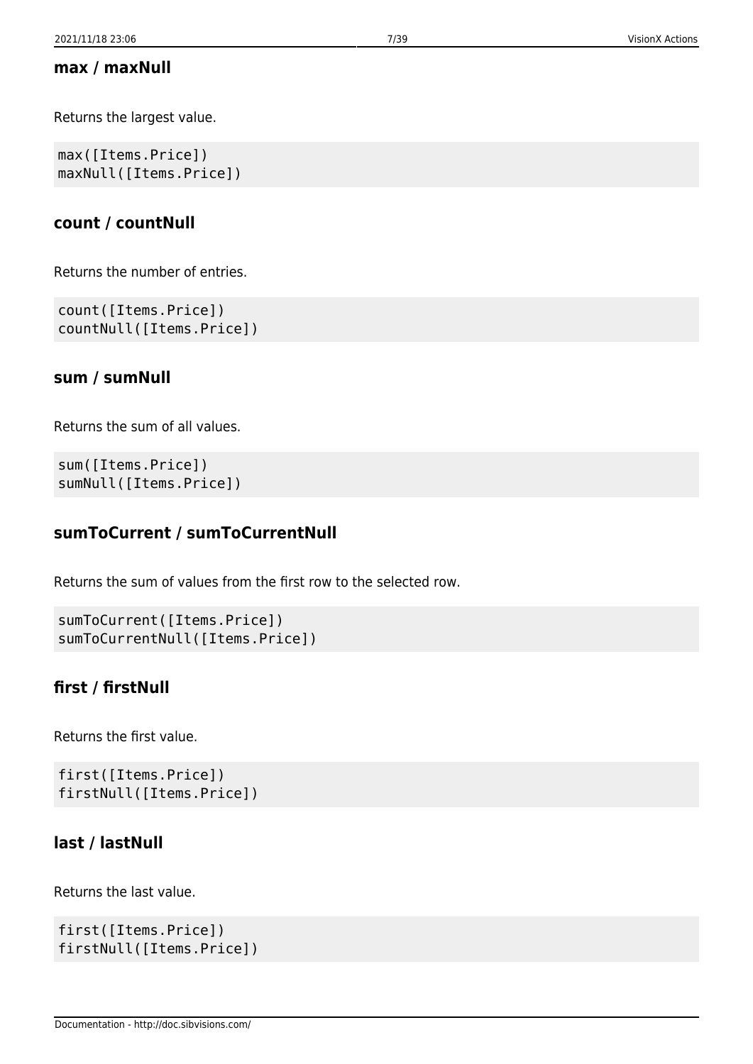### max / maxNull

Returns the largest value.

```
max([Items.Price])
maxNull([Items.Price])
```

### count / countNull

Returns the number of entries.

```
count([Items.Price])
countNull([Items.Price])
```

### sum / sumNull

Returns the sum of all values.

```
sum([Items.Price])
sumNull([Items.Price])
```

### sumToCurrent / sumToCurrentNull

Returns the sum of values from the first row to the selected row.

```
sumToCurrent([Items.Price])
sumToCurrentNull([Items.Price])
```

### first / firstNull

Returns the first value.

```
first([Items.Price])
firstNull([Items.Price])
```

### last / lastNull

Returns the last value.

```
first([Items.Price])
firstNull([Items.Price])
```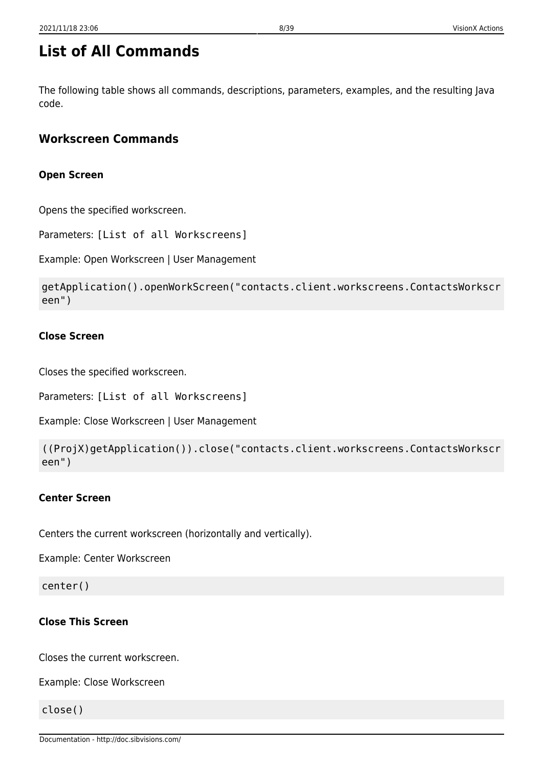# List of All Commands

The following table shows all commands, descriptions, parameters, examples, and the resulting Java code.

## Workscreen Commands

### Open Screen

Opens the specified workscreen.

Parameters: `[List of all Workscreens]`

Example: Open Workscreen | User Management

```
getApplication().openWorkScreen("contacts.client.workscreens.ContactsWorkscreen")
```

### Close Screen

Closes the specified workscreen.

Parameters: `[List of all Workscreens]`

Example: Close Workscreen | User Management

```
((ProjX)getApplication()).close("contacts.client.workscreens.ContactsWorkscreen")
```

### Center Screen

Centers the current workscreen (horizontally and vertically).

Example: Center Workscreen

```
center()
```

### Close This Screen

Closes the current workscreen.

Example: Close Workscreen

```
close()
```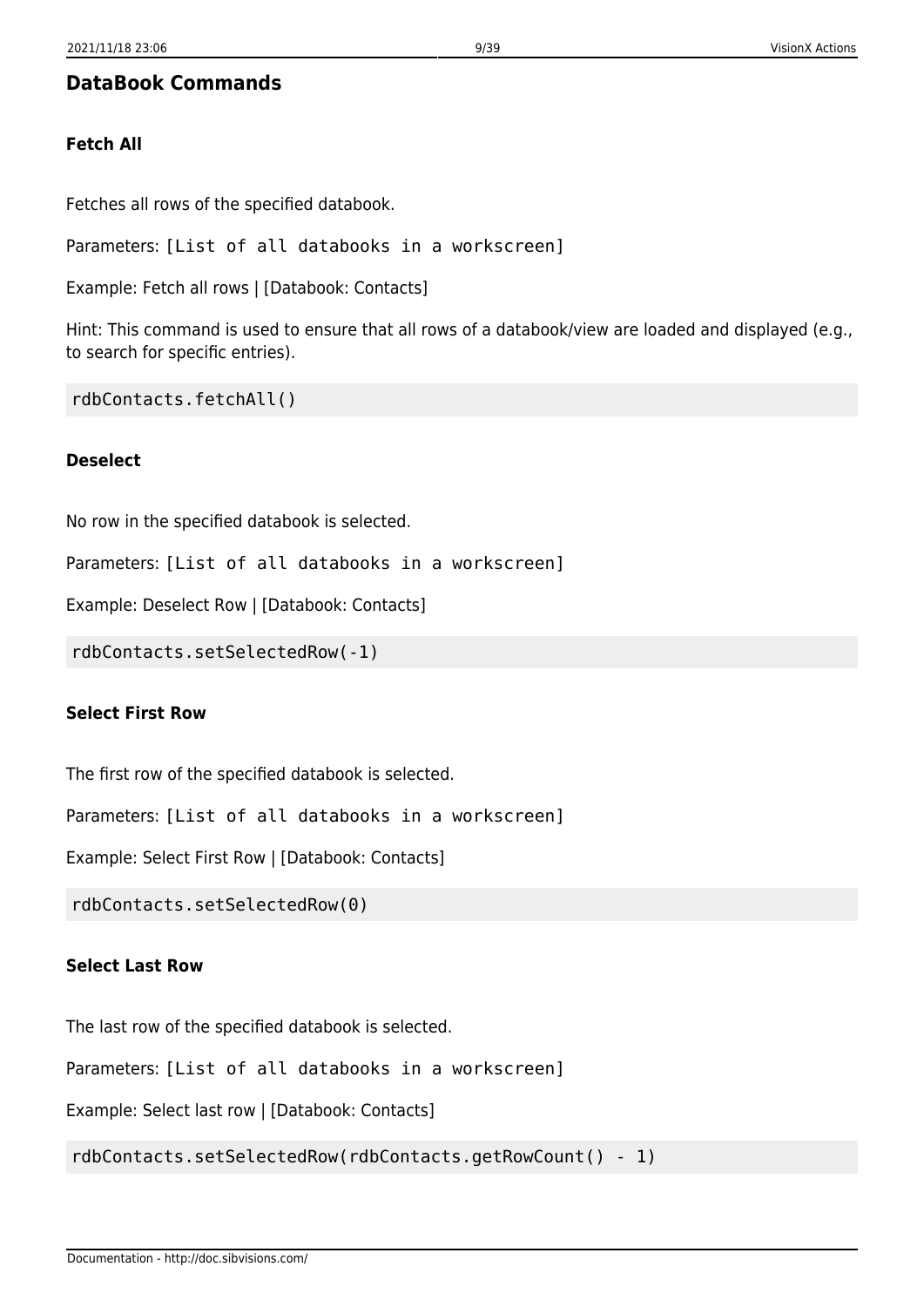## DataBook Commands

#### Fetch All

Fetches all rows of the specified databook.

Parameters: `[List of all databooks in a workscreen]`

Example: Fetch all rows | [Databook: Contacts]

Hint: This command is used to ensure that all rows of a databook/view are loaded and displayed (e.g., to search for specific entries).

```
rdbContacts.fetchAll()
```

#### Deselect

No row in the specified databook is selected.

Parameters: `[List of all databooks in a workscreen]`

Example: Deselect Row | [Databook: Contacts]

```
rdbContacts.setSelectedRow(-1)
```

#### Select First Row

The first row of the specified databook is selected.

Parameters: `[List of all databooks in a workscreen]`

Example: Select First Row | [Databook: Contacts]

```
rdbContacts.setSelectedRow(0)
```

#### Select Last Row

The last row of the specified databook is selected.

Parameters: `[List of all databooks in a workscreen]`

Example: Select last row | [Databook: Contacts]

```
rdbContacts.setSelectedRow(rdbContacts.getRowCount() - 1)
```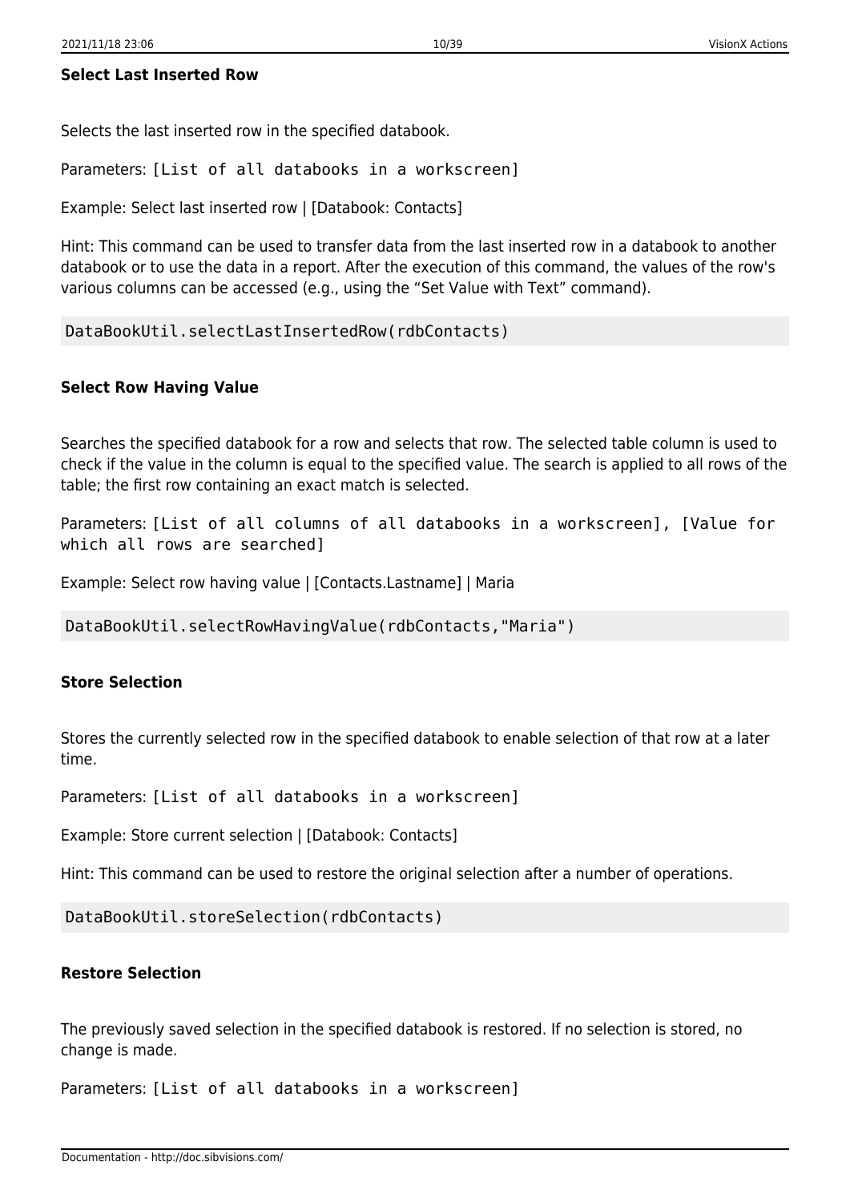#### Select Last Inserted Row

Selects the last inserted row in the specified databook.

Parameters: `[List of all databooks in a workscreen]`

Example: Select last inserted row | [Databook: Contacts]

Hint: This command can be used to transfer data from the last inserted row in a databook to another databook or to use the data in a report. After the execution of this command, the values of the row's various columns can be accessed (e.g., using the “Set Value with Text” command).

```
DataBookUtil.selectLastInsertedRow(rdbContacts)
```

#### Select Row Having Value

Searches the specified databook for a row and selects that row. The selected table column is used to check if the value in the column is equal to the specified value. The search is applied to all rows of the table; the first row containing an exact match is selected.

Parameters: `[List of all columns of all databooks in a workscreen], [Value for which all rows are searched]`

Example: Select row having value | [Contacts.Lastname] | Maria

```
DataBookUtil.selectRowHavingValue(rdbContacts,"Maria")
```

#### Store Selection

Stores the currently selected row in the specified databook to enable selection of that row at a later time.

Parameters: `[List of all databooks in a workscreen]`

Example: Store current selection | [Databook: Contacts]

Hint: This command can be used to restore the original selection after a number of operations.

```
DataBookUtil.storeSelection(rdbContacts)
```

#### Restore Selection

The previously saved selection in the specified databook is restored. If no selection is stored, no change is made.

Parameters: `[List of all databooks in a workscreen]`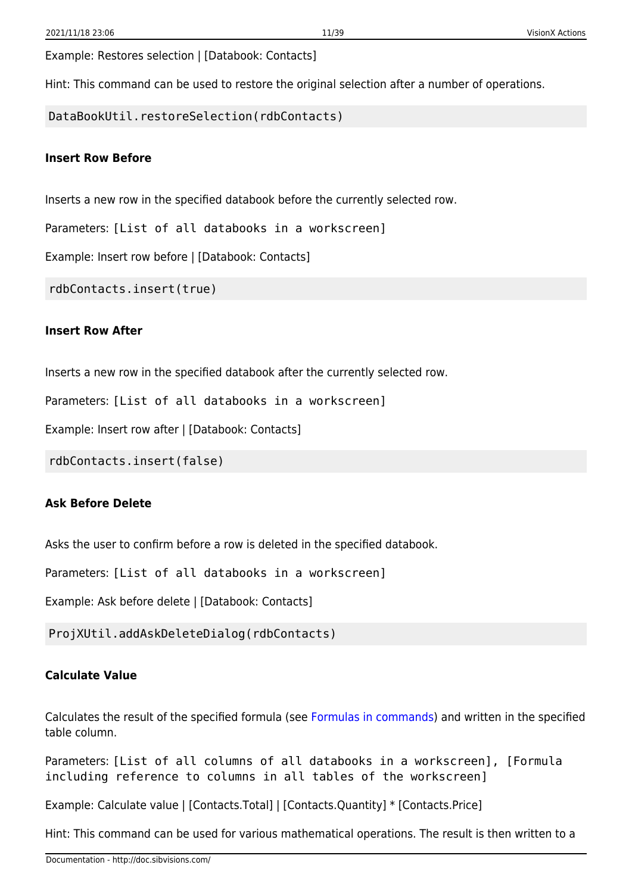Example: Restores selection | [Databook: Contacts]

Hint: This command can be used to restore the original selection after a number of operations.

```
DataBookUtil.restoreSelection(rdbContacts)
```

#### Insert Row Before

Inserts a new row in the specified databook before the currently selected row.

Parameters: `[List of all databooks in a workscreen]`

Example: Insert row before | [Databook: Contacts]

```
rdbContacts.insert(true)
```

#### Insert Row After

Inserts a new row in the specified databook after the currently selected row.

Parameters: `[List of all databooks in a workscreen]`

Example: Insert row after | [Databook: Contacts]

```
rdbContacts.insert(false)
```

#### Ask Before Delete

Asks the user to confirm before a row is deleted in the specified databook.

Parameters: `[List of all databooks in a workscreen]`

Example: Ask before delete | [Databook: Contacts]

```
ProjXUtil.addAskDeleteDialog(rdbContacts)
```

#### Calculate Value

Calculates the result of the specified formula (see Formulas in commands) and written in the specified table column.

Parameters: `[List of all columns of all databooks in a workscreen], [Formula including reference to columns in all tables of the workscreen]`

Example: Calculate value | [Contacts.Total] | [Contacts.Quantity] * [Contacts.Price]

Hint: This command can be used for various mathematical operations. The result is then written to a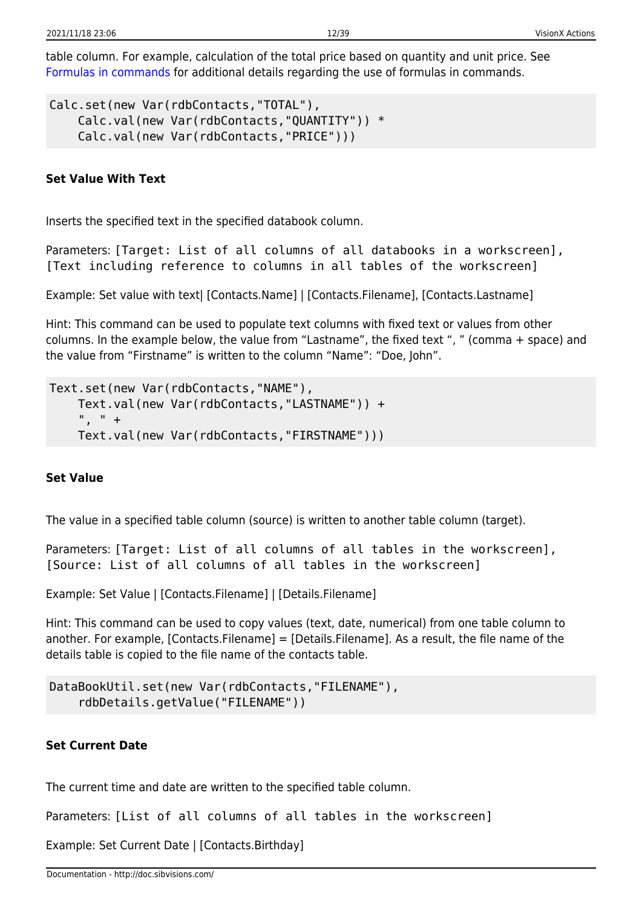table column. For example, calculation of the total price based on quantity and unit price. See Formulas in commands for additional details regarding the use of formulas in commands.

```
Calc.set(new Var(rdbContacts,"TOTAL"),
    Calc.val(new Var(rdbContacts,"QUANTITY")) *
    Calc.val(new Var(rdbContacts,"PRICE")))
```

#### Set Value With Text

Inserts the specified text in the specified databook column.

Parameters: `[Target: List of all columns of all databooks in a workscreen]`, `[Text including reference to columns in all tables of the workscreen]`

Example: Set value with text| [Contacts.Name] | [Contacts.Filename], [Contacts.Lastname]

Hint: This command can be used to populate text columns with fixed text or values from other columns. In the example below, the value from “Lastname”, the fixed text “, ” (comma + space) and the value from “Firstname” is written to the column “Name”: “Doe, John”.

```
Text.set(new Var(rdbContacts,"NAME"),
    Text.val(new Var(rdbContacts,"LASTNAME")) +
    ", " +
    Text.val(new Var(rdbContacts,"FIRSTNAME")))
```

#### Set Value

The value in a specified table column (source) is written to another table column (target).

Parameters: `[Target: List of all columns of all tables in the workscreen]`, `[Source: List of all columns of all tables in the workscreen]`

Example: Set Value | [Contacts.Filename] | [Details.Filename]

Hint: This command can be used to copy values (text, date, numerical) from one table column to another. For example, [Contacts.Filename] = [Details.Filename]. As a result, the file name of the details table is copied to the file name of the contacts table.

```
DataBookUtil.set(new Var(rdbContacts,"FILENAME"),
    rdbDetails.getValue("FILENAME"))
```

#### Set Current Date

The current time and date are written to the specified table column.

Parameters: `[List of all columns of all tables in the workscreen]`

Example: Set Current Date | [Contacts.Birthday]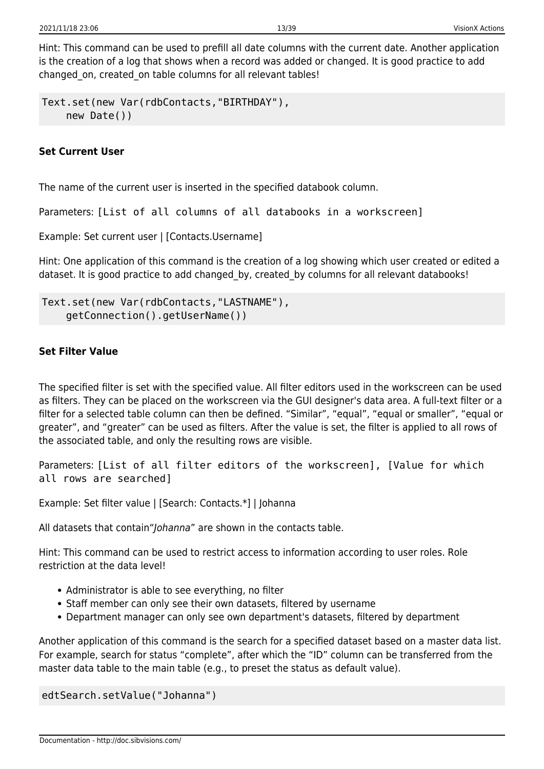Hint: This command can be used to prefill all date columns with the current date. Another application is the creation of a log that shows when a record was added or changed. It is good practice to add changed_on, created_on table columns for all relevant tables!

```
Text.set(new Var(rdbContacts,"BIRTHDAY"),
    new Date())
```

#### Set Current User

The name of the current user is inserted in the specified databook column.

Parameters: `[List of all columns of all databooks in a workscreen]`

Example: Set current user | [Contacts.Username]

Hint: One application of this command is the creation of a log showing which user created or edited a dataset. It is good practice to add changed_by, created_by columns for all relevant databooks!

```
Text.set(new Var(rdbContacts,"LASTNAME"),
    getConnection().getUserName())
```

#### Set Filter Value

The specified filter is set with the specified value. All filter editors used in the workscreen can be used as filters. They can be placed on the workscreen via the GUI designer's data area. A full-text filter or a filter for a selected table column can then be defined. “Similar”, “equal”, “equal or smaller”, “equal or greater”, and “greater” can be used as filters. After the value is set, the filter is applied to all rows of the associated table, and only the resulting rows are visible.

Parameters: `[List of all filter editors of the workscreen], [Value for which all rows are searched]`

Example: Set filter value | [Search: Contacts.*] | Johanna

All datasets that contain“*Johanna*” are shown in the contacts table.

Hint: This command can be used to restrict access to information according to user roles. Role restriction at the data level!

- Administrator is able to see everything, no filter
- Staff member can only see their own datasets, filtered by username
- Department manager can only see own department's datasets, filtered by department

Another application of this command is the search for a specified dataset based on a master data list. For example, search for status “complete”, after which the “ID” column can be transferred from the master data table to the main table (e.g., to preset the status as default value).

```
edtSearch.setValue("Johanna")
```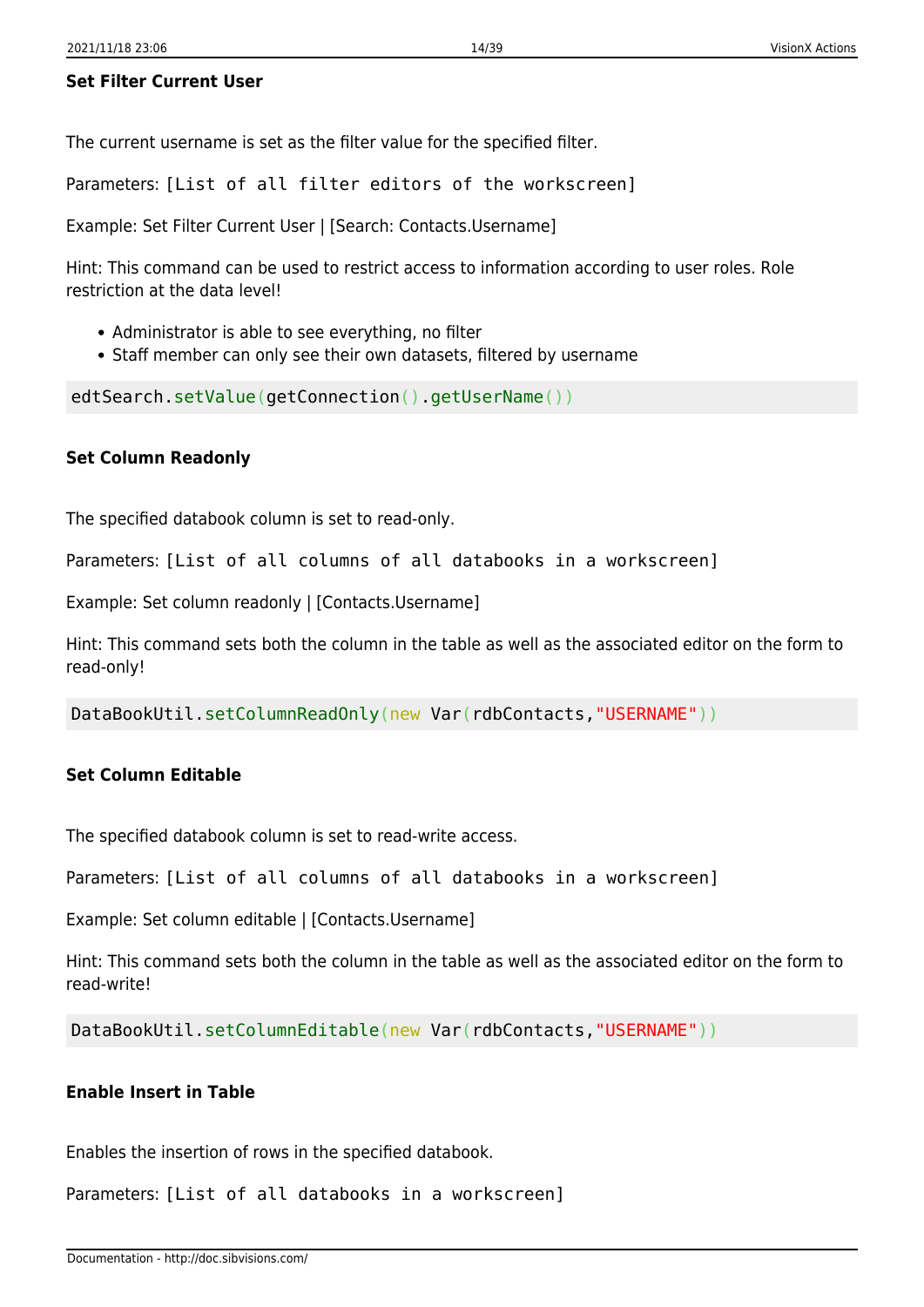#### Set Filter Current User

The current username is set as the filter value for the specified filter.

Parameters: `[List of all filter editors of the workscreen]`

Example: Set Filter Current User | [Search: Contacts.Username]

Hint: This command can be used to restrict access to information according to user roles. Role restriction at the data level!

- Administrator is able to see everything, no filter
- Staff member can only see their own datasets, filtered by username

```
edtSearch.setValue(getConnection().getUserName())
```

#### Set Column Readonly

The specified databook column is set to read-only.

Parameters: `[List of all columns of all databooks in a workscreen]`

Example: Set column readonly | [Contacts.Username]

Hint: This command sets both the column in the table as well as the associated editor on the form to read-only!

```
DataBookUtil.setColumnReadOnly(new Var(rdbContacts,"USERNAME"))
```

#### Set Column Editable

The specified databook column is set to read-write access.

Parameters: `[List of all columns of all databooks in a workscreen]`

Example: Set column editable | [Contacts.Username]

Hint: This command sets both the column in the table as well as the associated editor on the form to read-write!

```
DataBookUtil.setColumnEditable(new Var(rdbContacts,"USERNAME"))
```

#### Enable Insert in Table

Enables the insertion of rows in the specified databook.

Parameters: `[List of all databooks in a workscreen]`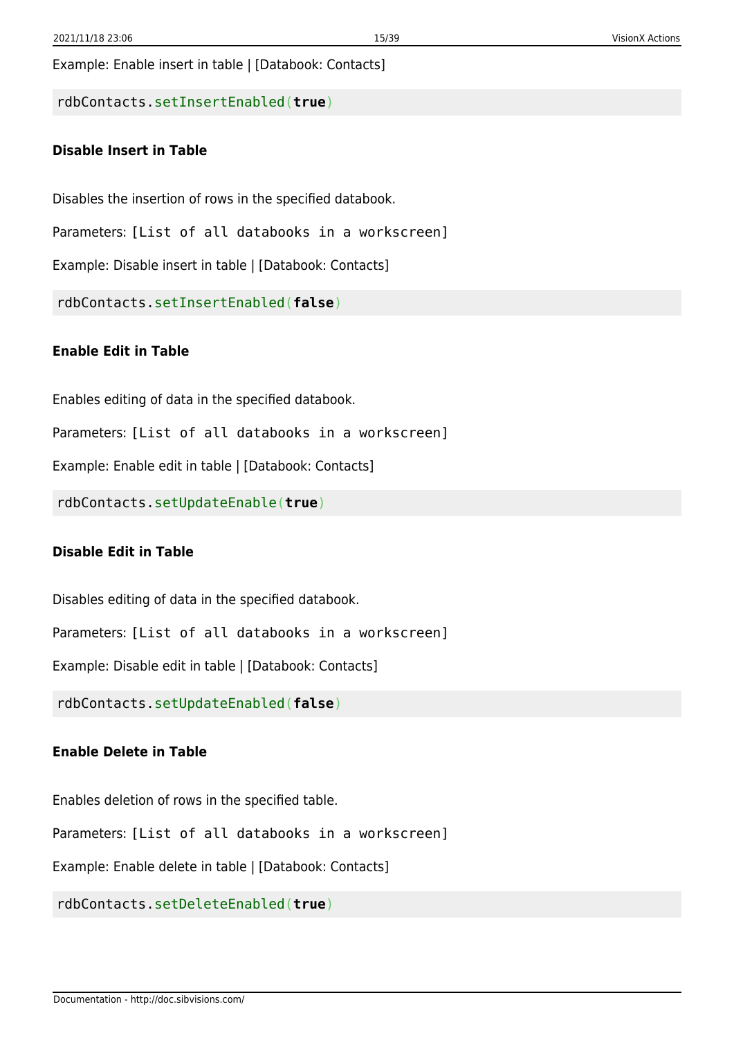Example: Enable insert in table | [Databook: Contacts]

```
rdbContacts.setInsertEnabled(true)
```

#### Disable Insert in Table

Disables the insertion of rows in the specified databook.

Parameters: `[List of all databooks in a workscreen]`

Example: Disable insert in table | [Databook: Contacts]

```
rdbContacts.setInsertEnabled(false)
```

#### Enable Edit in Table

Enables editing of data in the specified databook.

Parameters: `[List of all databooks in a workscreen]`

Example: Enable edit in table | [Databook: Contacts]

```
rdbContacts.setUpdateEnable(true)
```

#### Disable Edit in Table

Disables editing of data in the specified databook.

Parameters: `[List of all databooks in a workscreen]`

Example: Disable edit in table | [Databook: Contacts]

```
rdbContacts.setUpdateEnabled(false)
```

#### Enable Delete in Table

Enables deletion of rows in the specified table.

Parameters: `[List of all databooks in a workscreen]`

Example: Enable delete in table | [Databook: Contacts]

```
rdbContacts.setDeleteEnabled(true)
```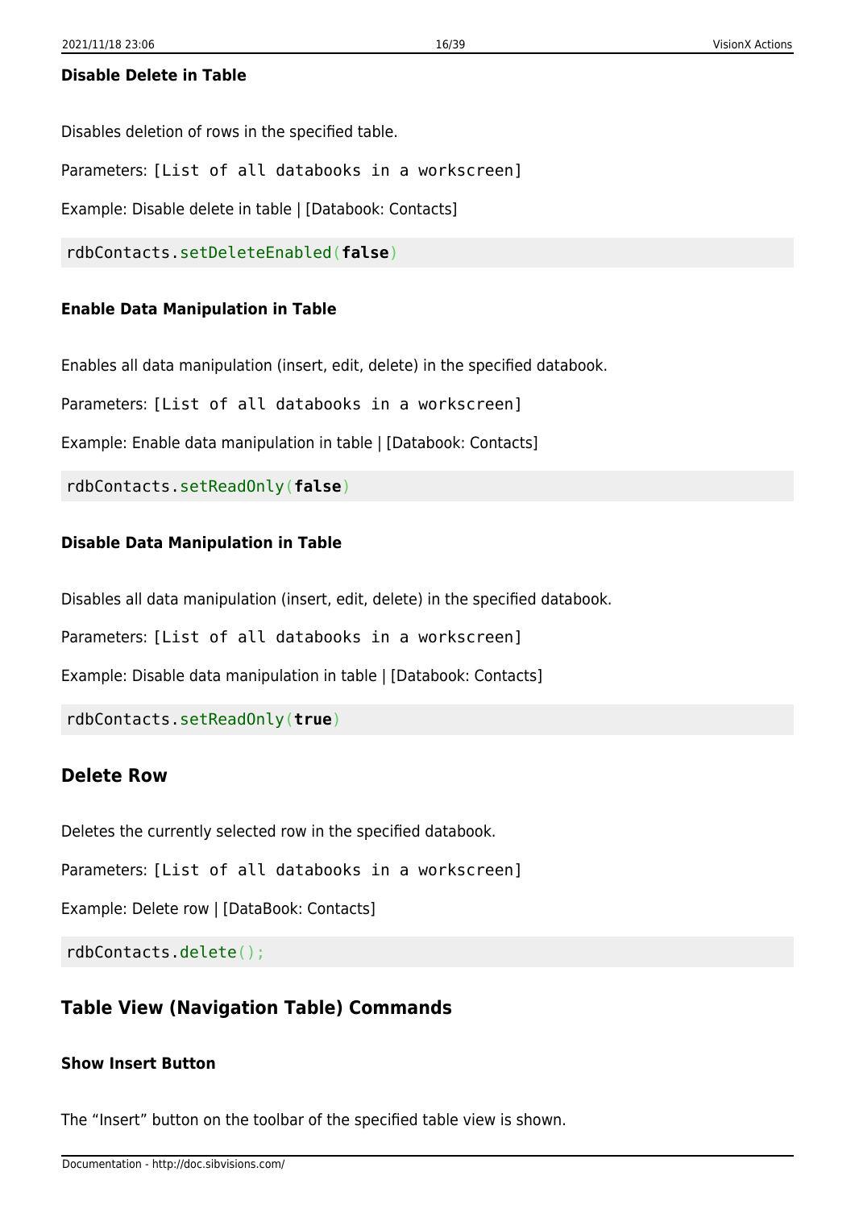#### Disable Delete in Table

Disables deletion of rows in the specified table.

Parameters: `[List of all databooks in a workscreen]`

Example: Disable delete in table | [Databook: Contacts]

```
rdbContacts.setDeleteEnabled(false)
```

#### Enable Data Manipulation in Table

Enables all data manipulation (insert, edit, delete) in the specified databook.

Parameters: `[List of all databooks in a workscreen]`

Example: Enable data manipulation in table | [Databook: Contacts]

```
rdbContacts.setReadOnly(false)
```

#### Disable Data Manipulation in Table

Disables all data manipulation (insert, edit, delete) in the specified databook.

Parameters: `[List of all databooks in a workscreen]`

Example: Disable data manipulation in table | [Databook: Contacts]

```
rdbContacts.setReadOnly(true)
```

### Delete Row

Deletes the currently selected row in the specified databook.

Parameters: `[List of all databooks in a workscreen]`

Example: Delete row | [DataBook: Contacts]

```
rdbContacts.delete();
```

### Table View (Navigation Table) Commands

#### Show Insert Button

The “Insert” button on the toolbar of the specified table view is shown.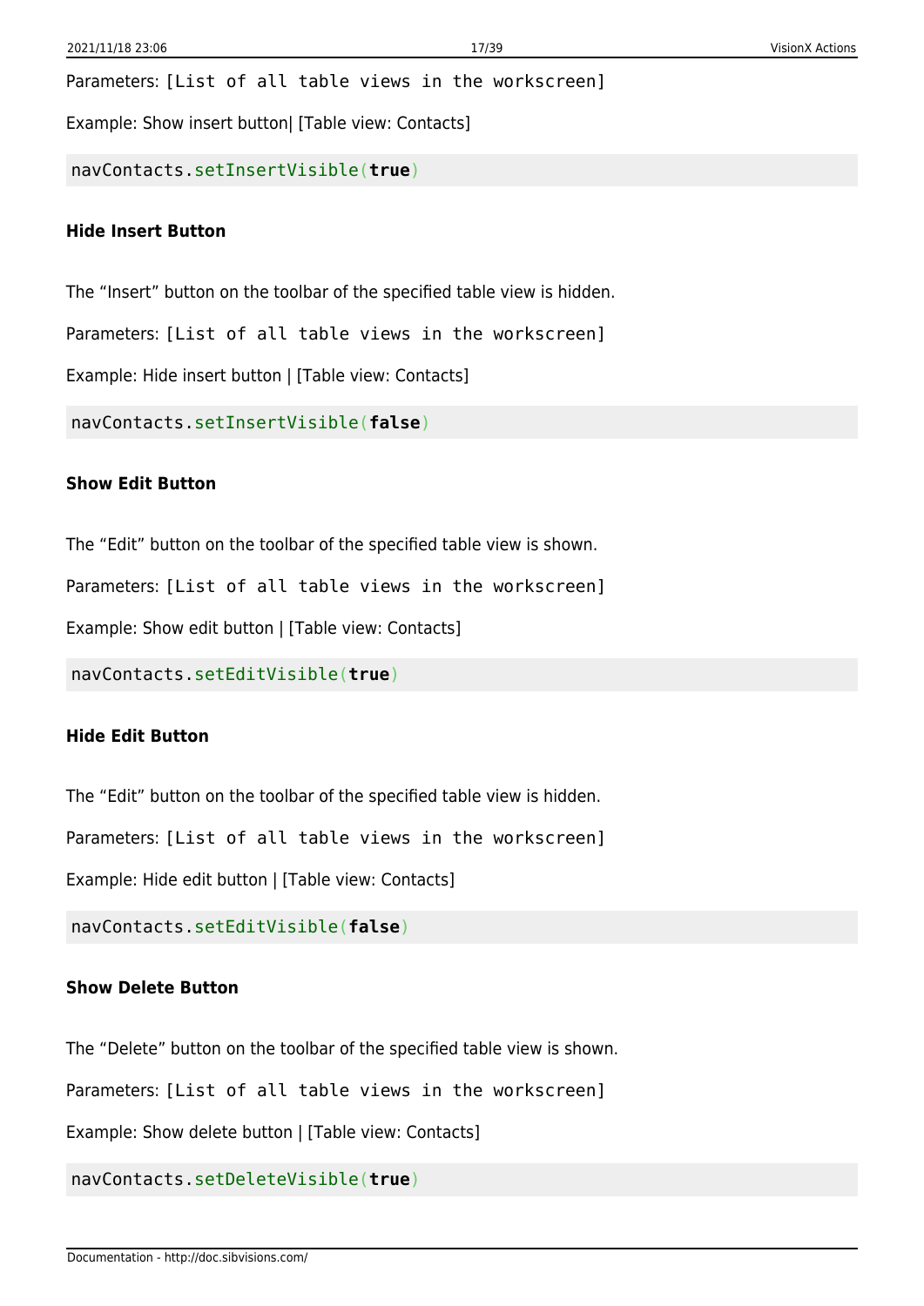Parameters: `[List of all table views in the workscreen]`

Example: Show insert button| [Table view: Contacts]

```
navContacts.setInsertVisible(true)
```

#### Hide Insert Button

The “Insert” button on the toolbar of the specified table view is hidden.

Parameters: `[List of all table views in the workscreen]`

Example: Hide insert button | [Table view: Contacts]

```
navContacts.setInsertVisible(false)
```

#### Show Edit Button

The “Edit” button on the toolbar of the specified table view is shown.

Parameters: `[List of all table views in the workscreen]`

Example: Show edit button | [Table view: Contacts]

```
navContacts.setEditVisible(true)
```

#### Hide Edit Button

The “Edit” button on the toolbar of the specified table view is hidden.

Parameters: `[List of all table views in the workscreen]`

Example: Hide edit button | [Table view: Contacts]

```
navContacts.setEditVisible(false)
```

#### Show Delete Button

The “Delete” button on the toolbar of the specified table view is shown.

Parameters: `[List of all table views in the workscreen]`

Example: Show delete button | [Table view: Contacts]

```
navContacts.setDeleteVisible(true)
```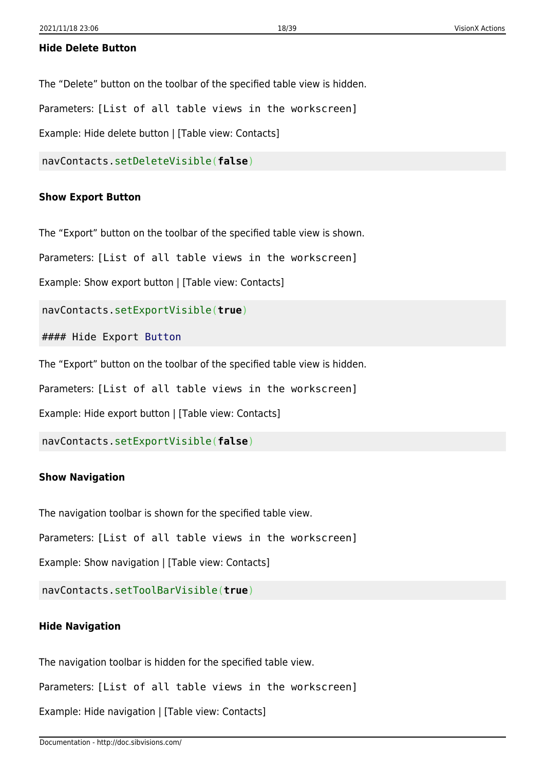#### Hide Delete Button

The “Delete” button on the toolbar of the specified table view is hidden.

Parameters: `[List of all table views in the workscreen]`

Example: Hide delete button | [Table view: Contacts]

```
navContacts.setDeleteVisible(false)
```

#### Show Export Button

The “Export” button on the toolbar of the specified table view is shown.

Parameters: `[List of all table views in the workscreen]`

Example: Show export button | [Table view: Contacts]

```
navContacts.setExportVisible(true)

#### Hide Export Button
```

The “Export” button on the toolbar of the specified table view is hidden.

Parameters: `[List of all table views in the workscreen]`

Example: Hide export button | [Table view: Contacts]

```
navContacts.setExportVisible(false)
```

#### Show Navigation

The navigation toolbar is shown for the specified table view.

Parameters: `[List of all table views in the workscreen]`

Example: Show navigation | [Table view: Contacts]

```
navContacts.setToolBarVisible(true)
```

#### Hide Navigation

The navigation toolbar is hidden for the specified table view.

Parameters: `[List of all table views in the workscreen]`

Example: Hide navigation | [Table view: Contacts]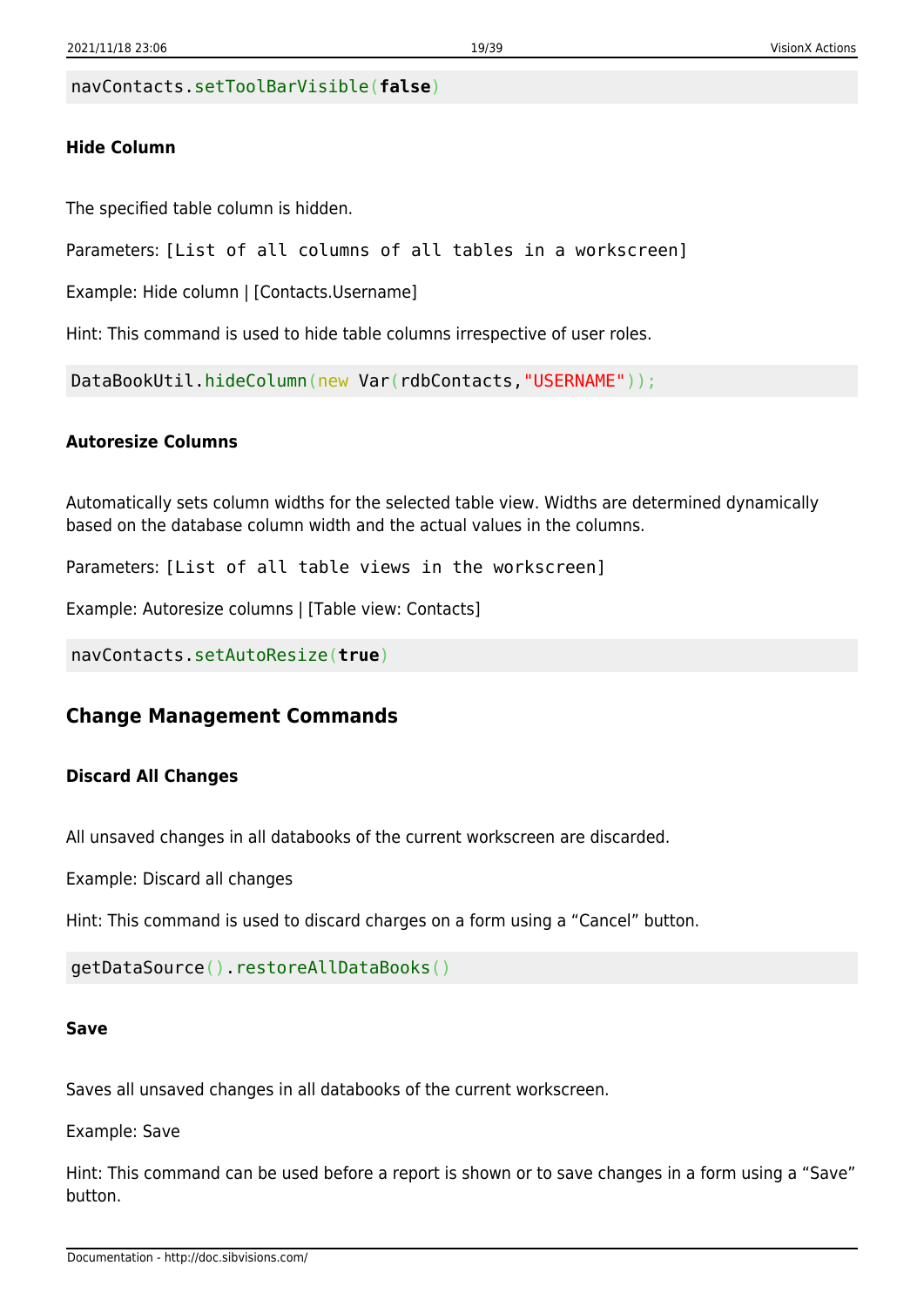```
navContacts.setToolBarVisible(false)
```

#### Hide Column

The specified table column is hidden.

Parameters: `[List of all columns of all tables in a workscreen]`

Example: Hide column | [Contacts.Username]

Hint: This command is used to hide table columns irrespective of user roles.

```
DataBookUtil.hideColumn(new Var(rdbContacts,"USERNAME"));
```

#### Autoresize Columns

Automatically sets column widths for the selected table view. Widths are determined dynamically based on the database column width and the actual values in the columns.

Parameters: `[List of all table views in the workscreen]`

Example: Autoresize columns | [Table view: Contacts]

```
navContacts.setAutoResize(true)
```

### Change Management Commands

#### Discard All Changes

All unsaved changes in all databooks of the current workscreen are discarded.

Example: Discard all changes

Hint: This command is used to discard charges on a form using a “Cancel” button.

```
getDataSource().restoreAllDataBooks()
```

#### Save

Saves all unsaved changes in all databooks of the current workscreen.

Example: Save

Hint: This command can be used before a report is shown or to save changes in a form using a “Save” button.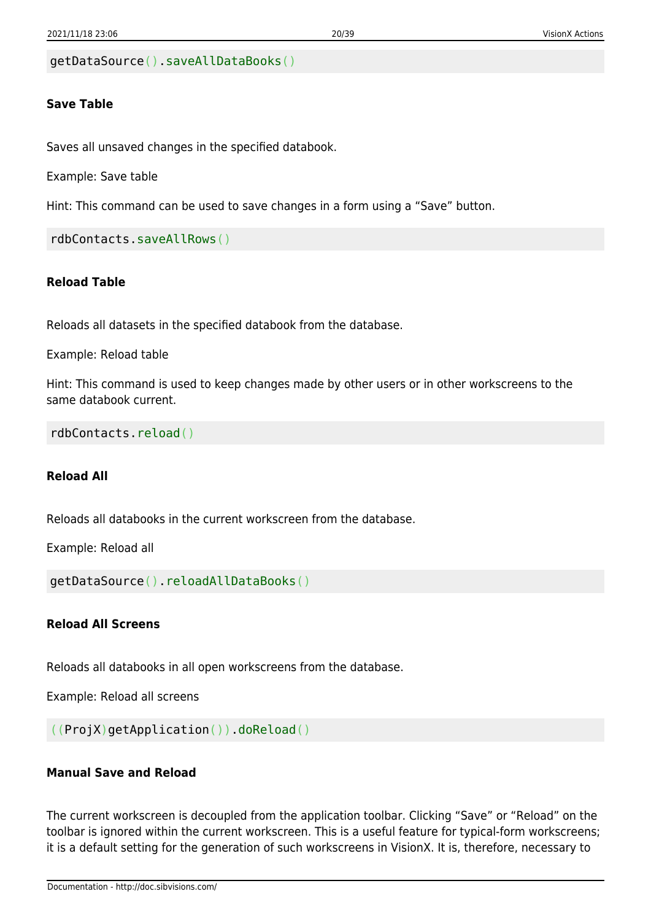```
getDataSource().saveAllDataBooks()
```

#### Save Table

Saves all unsaved changes in the specified databook.

Example: Save table

Hint: This command can be used to save changes in a form using a “Save” button.

```
rdbContacts.saveAllRows()
```

#### Reload Table

Reloads all datasets in the specified databook from the database.

Example: Reload table

Hint: This command is used to keep changes made by other users or in other workscreens to the same databook current.

```
rdbContacts.reload()
```

#### Reload All

Reloads all databooks in the current workscreen from the database.

Example: Reload all

```
getDataSource().reloadAllDataBooks()
```

#### Reload All Screens

Reloads all databooks in all open workscreens from the database.

Example: Reload all screens

```
((ProjX)getApplication()).doReload()
```

#### Manual Save and Reload

The current workscreen is decoupled from the application toolbar. Clicking “Save” or “Reload” on the toolbar is ignored within the current workscreen. This is a useful feature for typical-form workscreens; it is a default setting for the generation of such workscreens in VisionX. It is, therefore, necessary to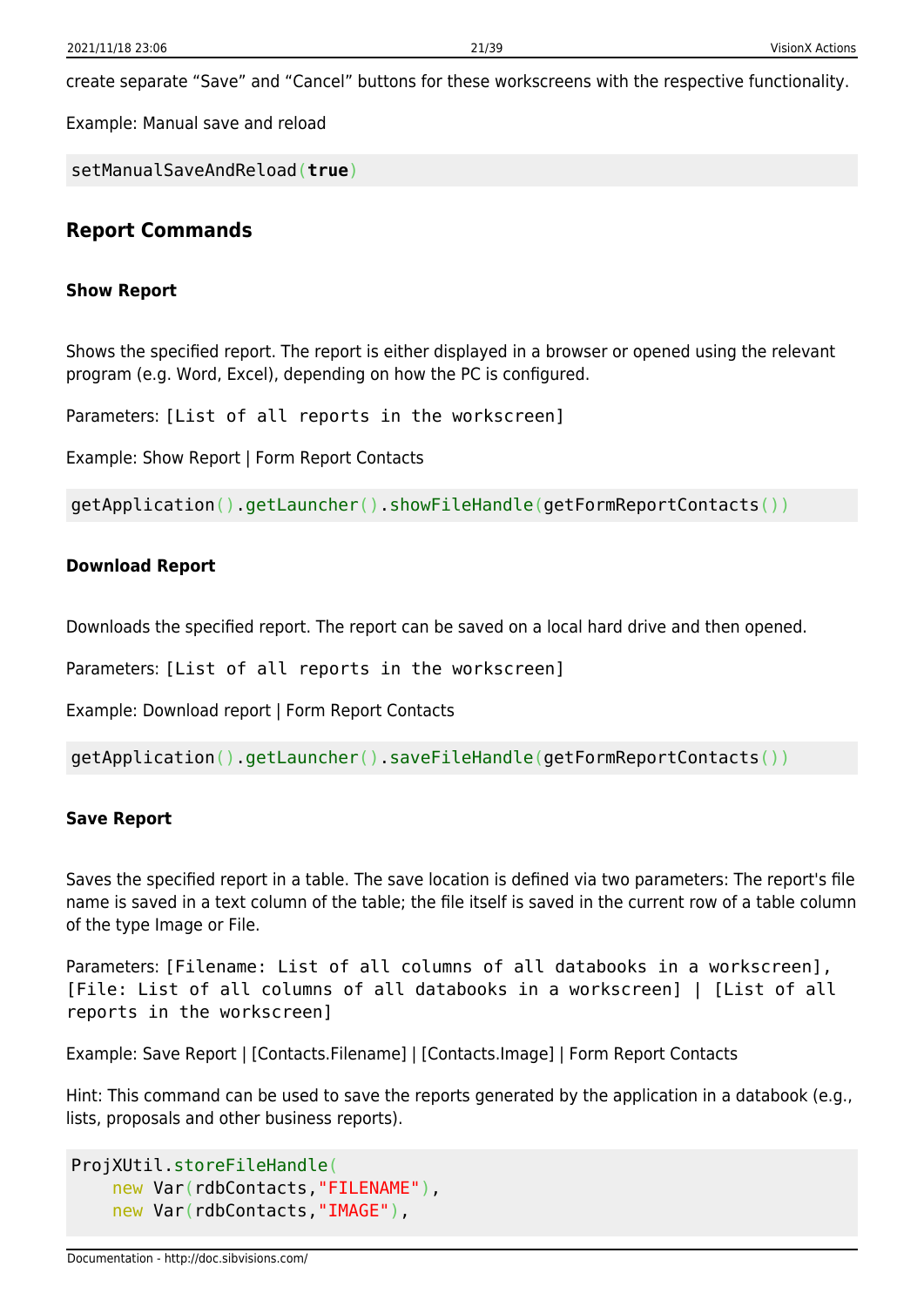create separate “Save” and “Cancel” buttons for these workscreens with the respective functionality.

Example: Manual save and reload

```
setManualSaveAndReload(true)
```

## Report Commands

### Show Report

Shows the specified report. The report is either displayed in a browser or opened using the relevant program (e.g. Word, Excel), depending on how the PC is configured.

Parameters: `[List of all reports in the workscreen]`

Example: Show Report | Form Report Contacts

```
getApplication().getLauncher().showFileHandle(getFormReportContacts())
```

### Download Report

Downloads the specified report. The report can be saved on a local hard drive and then opened.

Parameters: `[List of all reports in the workscreen]`

Example: Download report | Form Report Contacts

```
getApplication().getLauncher().saveFileHandle(getFormReportContacts())
```

### Save Report

Saves the specified report in a table. The save location is defined via two parameters: The report's file name is saved in a text column of the table; the file itself is saved in the current row of a table column of the type Image or File.

Parameters: `[Filename: List of all columns of all databooks in a workscreen], [File: List of all columns of all databooks in a workscreen] | [List of all reports in the workscreen]`

Example: Save Report | [Contacts.Filename] | [Contacts.Image] | Form Report Contacts

Hint: This command can be used to save the reports generated by the application in a databook (e.g., lists, proposals and other business reports).

```
ProjXUtil.storeFileHandle(
    new Var(rdbContacts,"FILENAME"),
    new Var(rdbContacts,"IMAGE"),
```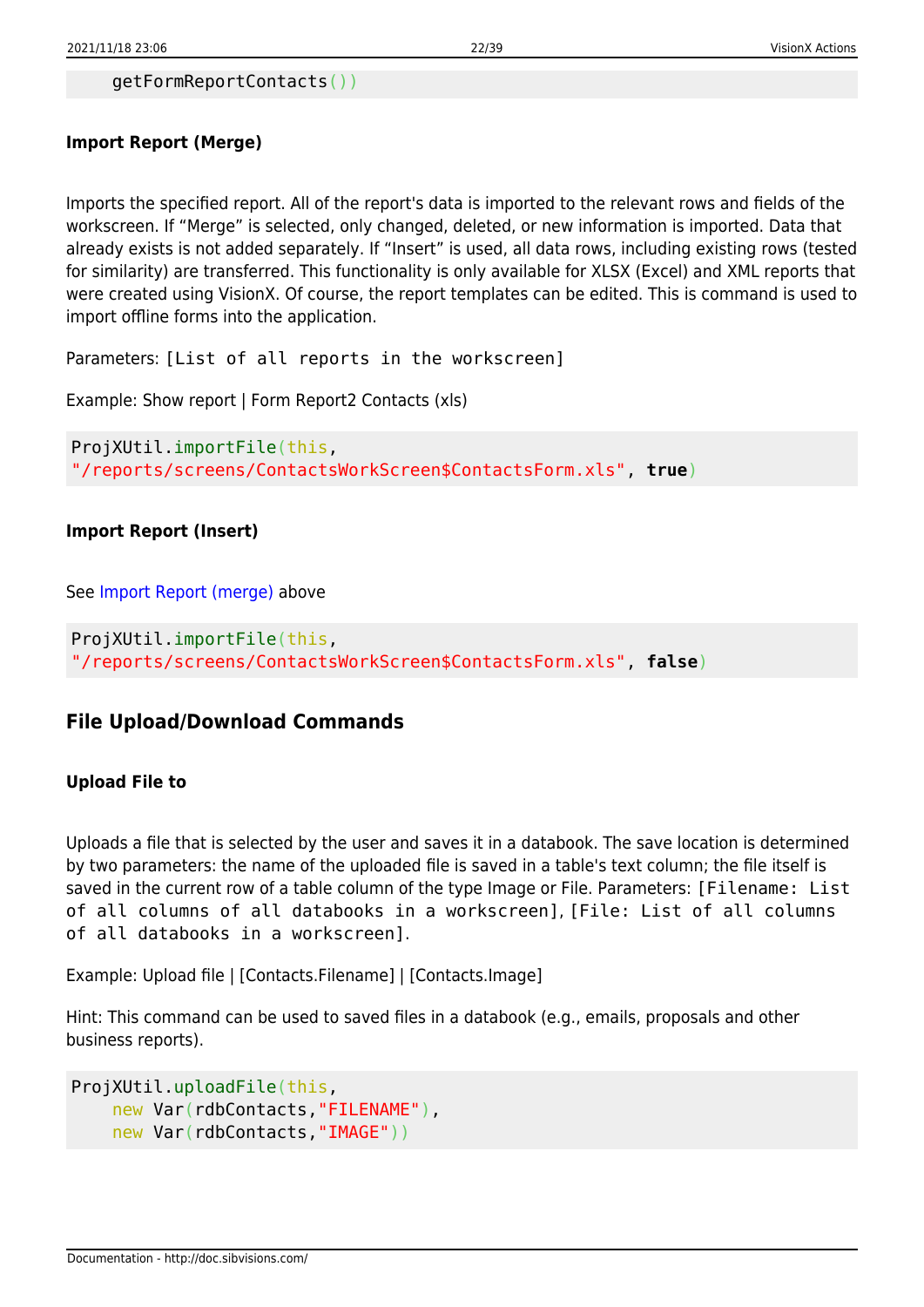```
    getFormReportContacts())
```

#### Import Report (Merge)

Imports the specified report. All of the report's data is imported to the relevant rows and fields of the workscreen. If “Merge” is selected, only changed, deleted, or new information is imported. Data that already exists is not added separately. If “Insert” is used, all data rows, including existing rows (tested for similarity) are transferred. This functionality is only available for XLSX (Excel) and XML reports that were created using VisionX. Of course, the report templates can be edited. This is command is used to import offline forms into the application.

Parameters: `[List of all reports in the workscreen]`

Example: Show report | Form Report2 Contacts (xls)

```
ProjXUtil.importFile(this,
"/reports/screens/ContactsWorkScreen$ContactsForm.xls", true)
```

#### Import Report (Insert)

See Import Report (merge) above

```
ProjXUtil.importFile(this,
"/reports/screens/ContactsWorkScreen$ContactsForm.xls", false)
```

### File Upload/Download Commands

#### Upload File to

Uploads a file that is selected by the user and saves it in a databook. The save location is determined by two parameters: the name of the uploaded file is saved in a table's text column; the file itself is saved in the current row of a table column of the type Image or File. Parameters: `[Filename: List of all columns of all databooks in a workscreen]`, `[File: List of all columns of all databooks in a workscreen]`.

Example: Upload file | [Contacts.Filename] | [Contacts.Image]

Hint: This command can be used to saved files in a databook (e.g., emails, proposals and other business reports).

```
ProjXUtil.uploadFile(this,
    new Var(rdbContacts,"FILENAME"),
    new Var(rdbContacts,"IMAGE"))
```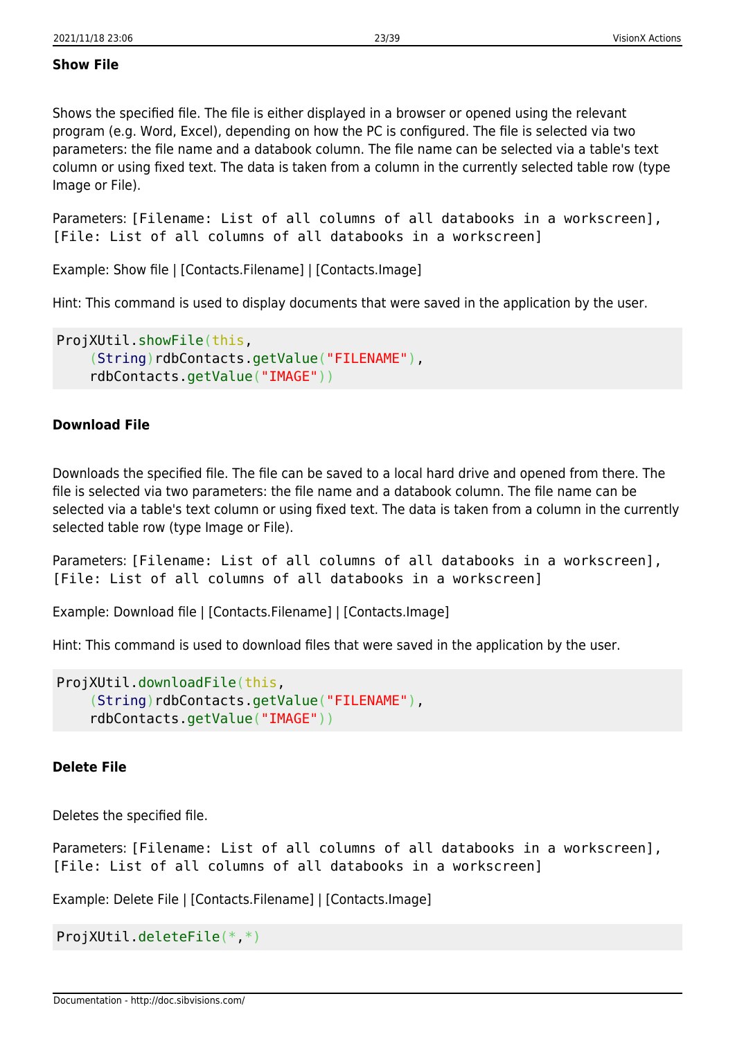#### Show File

Shows the specified file. The file is either displayed in a browser or opened using the relevant program (e.g. Word, Excel), depending on how the PC is configured. The file is selected via two parameters: the file name and a databook column. The file name can be selected via a table's text column or using fixed text. The data is taken from a column in the currently selected table row (type Image or File).

Parameters: `[Filename: List of all columns of all databooks in a workscreen], [File: List of all columns of all databooks in a workscreen]`

Example: Show file | [Contacts.Filename] | [Contacts.Image]

Hint: This command is used to display documents that were saved in the application by the user.

```
ProjXUtil.showFile(this,
    (String)rdbContacts.getValue("FILENAME"),
    rdbContacts.getValue("IMAGE"))
```

#### Download File

Downloads the specified file. The file can be saved to a local hard drive and opened from there. The file is selected via two parameters: the file name and a databook column. The file name can be selected via a table's text column or using fixed text. The data is taken from a column in the currently selected table row (type Image or File).

Parameters: `[Filename: List of all columns of all databooks in a workscreen], [File: List of all columns of all databooks in a workscreen]`

Example: Download file | [Contacts.Filename] | [Contacts.Image]

Hint: This command is used to download files that were saved in the application by the user.

```
ProjXUtil.downloadFile(this,
    (String)rdbContacts.getValue("FILENAME"),
    rdbContacts.getValue("IMAGE"))
```

#### Delete File

Deletes the specified file.

Parameters: `[Filename: List of all columns of all databooks in a workscreen], [File: List of all columns of all databooks in a workscreen]`

Example: Delete File | [Contacts.Filename] | [Contacts.Image]

```
ProjXUtil.deleteFile(*,*)
```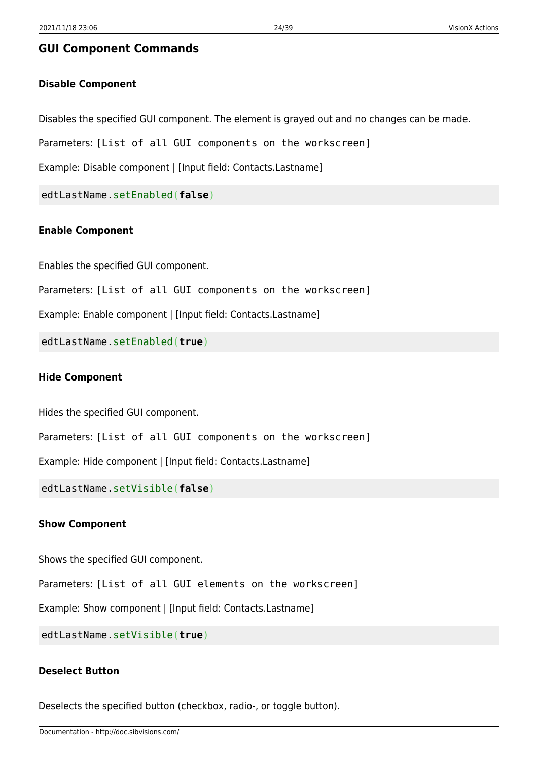## GUI Component Commands

### Disable Component

Disables the specified GUI component. The element is grayed out and no changes can be made.

Parameters: `[List of all GUI components on the workscreen]`

Example: Disable component | [Input field: Contacts.Lastname]

```
edtLastName.setEnabled(false)
```

### Enable Component

Enables the specified GUI component.

Parameters: `[List of all GUI components on the workscreen]`

Example: Enable component | [Input field: Contacts.Lastname]

```
edtLastName.setEnabled(true)
```

### Hide Component

Hides the specified GUI component.

Parameters: `[List of all GUI components on the workscreen]`

Example: Hide component | [Input field: Contacts.Lastname]

```
edtLastName.setVisible(false)
```

### Show Component

Shows the specified GUI component.

Parameters: `[List of all GUI elements on the workscreen]`

Example: Show component | [Input field: Contacts.Lastname]

```
edtLastName.setVisible(true)
```

### Deselect Button

Deselects the specified button (checkbox, radio-, or toggle button).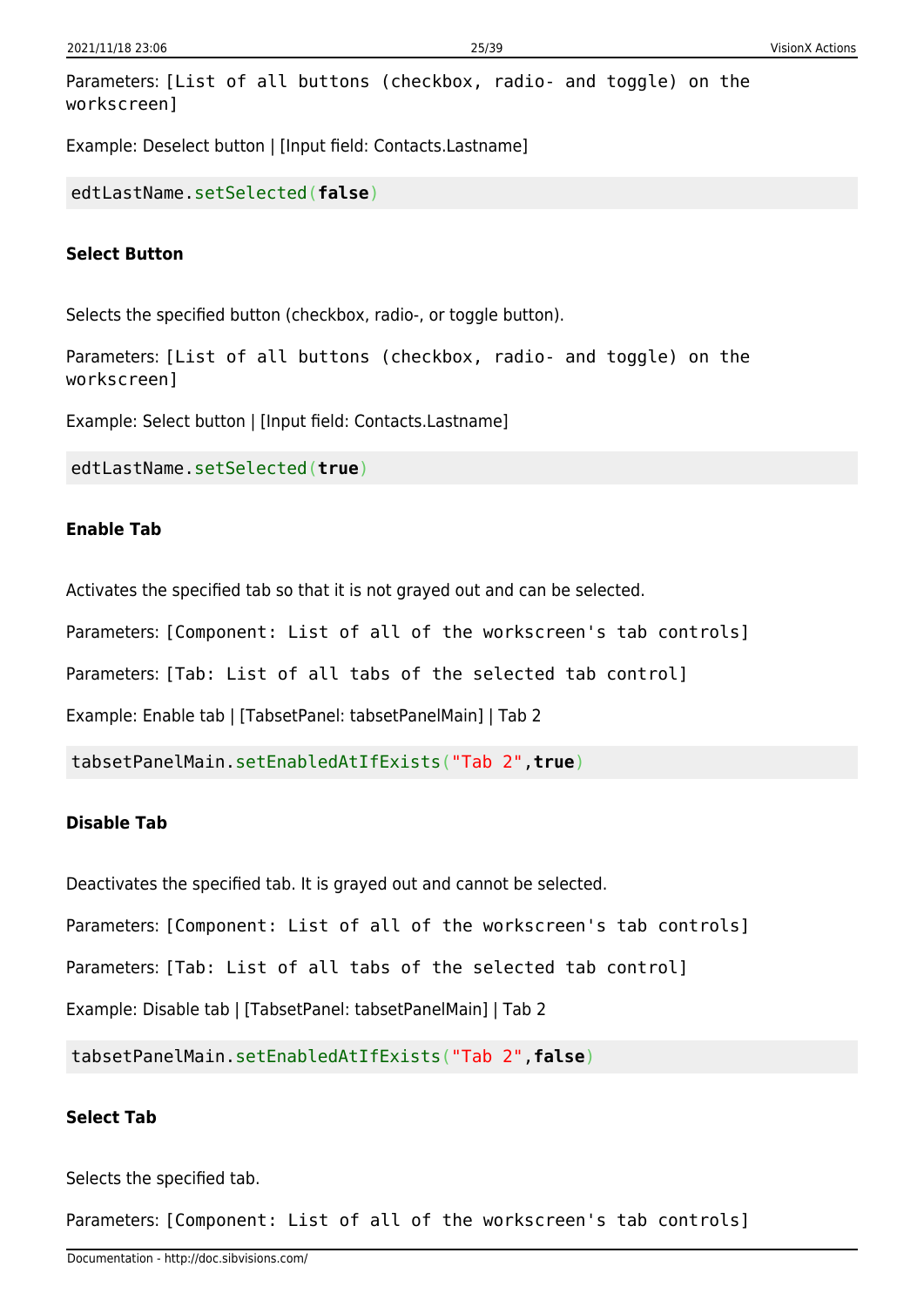Parameters: `[List of all buttons (checkbox, radio- and toggle) on the workscreen]`

Example: Deselect button | [Input field: Contacts.Lastname]

```
edtLastName.setSelected(false)
```

#### Select Button

Selects the specified button (checkbox, radio-, or toggle button).

Parameters: `[List of all buttons (checkbox, radio- and toggle) on the workscreen]`

Example: Select button | [Input field: Contacts.Lastname]

```
edtLastName.setSelected(true)
```

#### Enable Tab

Activates the specified tab so that it is not grayed out and can be selected.

Parameters: `[Component: List of all of the workscreen's tab controls]`

Parameters: `[Tab: List of all tabs of the selected tab control]`

Example: Enable tab | [TabsetPanel: tabsetPanelMain] | Tab 2

```
tabsetPanelMain.setEnabledAtIfExists("Tab 2",true)
```

#### Disable Tab

Deactivates the specified tab. It is grayed out and cannot be selected.

Parameters: `[Component: List of all of the workscreen's tab controls]`

Parameters: `[Tab: List of all tabs of the selected tab control]`

Example: Disable tab | [TabsetPanel: tabsetPanelMain] | Tab 2

```
tabsetPanelMain.setEnabledAtIfExists("Tab 2",false)
```

#### Select Tab

Selects the specified tab.

Parameters: `[Component: List of all of the workscreen's tab controls]`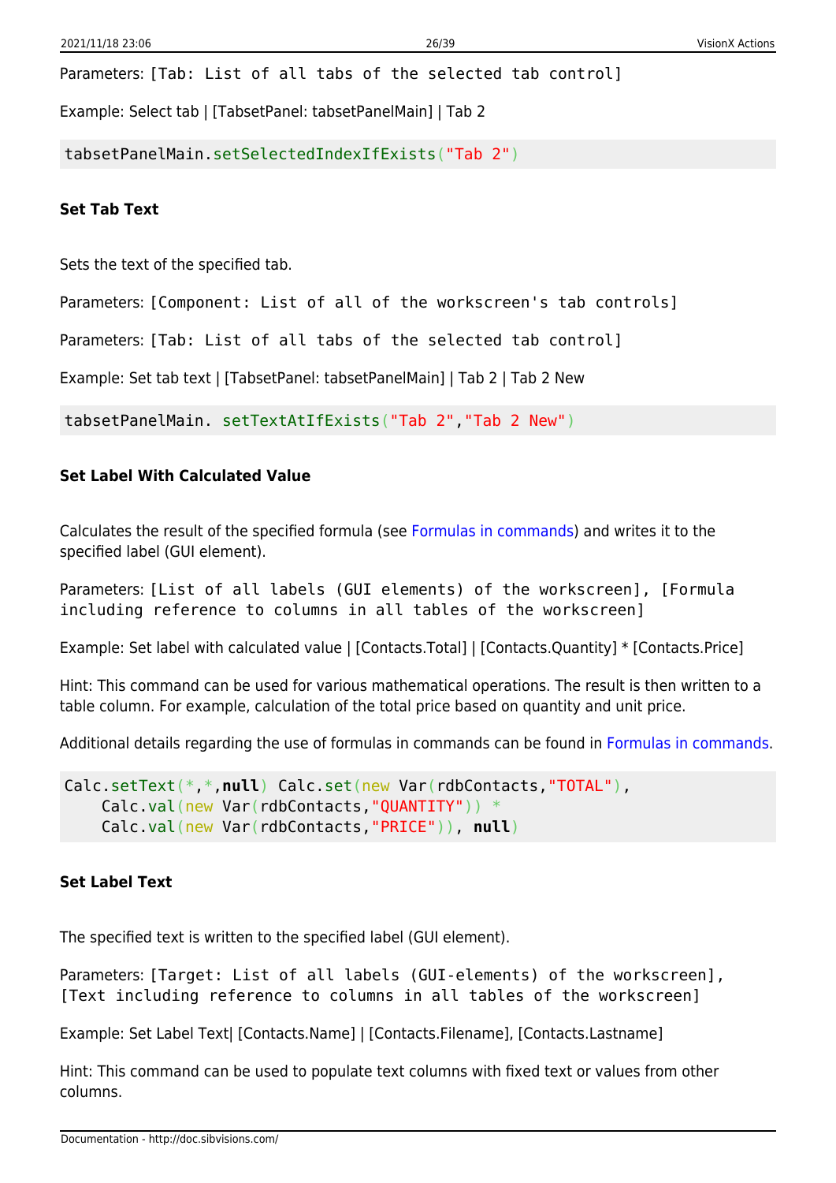Parameters: [Tab: List of all tabs of the selected tab control]

Example: Select tab | [TabsetPanel: tabsetPanelMain] | Tab 2

```
tabsetPanelMain.setSelectedIndexIfExists("Tab 2")
```

#### Set Tab Text

Sets the text of the specified tab.

Parameters: [Component: List of all of the workscreen's tab controls]

Parameters: [Tab: List of all tabs of the selected tab control]

Example: Set tab text | [TabsetPanel: tabsetPanelMain] | Tab 2 | Tab 2 New

```
tabsetPanelMain. setTextAtIfExists("Tab 2","Tab 2 New")
```

#### Set Label With Calculated Value

Calculates the result of the specified formula (see Formulas in commands) and writes it to the specified label (GUI element).

Parameters: [List of all labels (GUI elements) of the workscreen], [Formula including reference to columns in all tables of the workscreen]

Example: Set label with calculated value | [Contacts.Total] | [Contacts.Quantity] * [Contacts.Price]

Hint: This command can be used for various mathematical operations. The result is then written to a table column. For example, calculation of the total price based on quantity and unit price.

Additional details regarding the use of formulas in commands can be found in Formulas in commands.

```
Calc.setText(*,*,null) Calc.set(new Var(rdbContacts,"TOTAL"),
    Calc.val(new Var(rdbContacts,"QUANTITY")) *
    Calc.val(new Var(rdbContacts,"PRICE")), null)
```

#### Set Label Text

The specified text is written to the specified label (GUI element).

Parameters: [Target: List of all labels (GUI-elements) of the workscreen], [Text including reference to columns in all tables of the workscreen]

Example: Set Label Text| [Contacts.Name] | [Contacts.Filename], [Contacts.Lastname]

Hint: This command can be used to populate text columns with fixed text or values from other columns.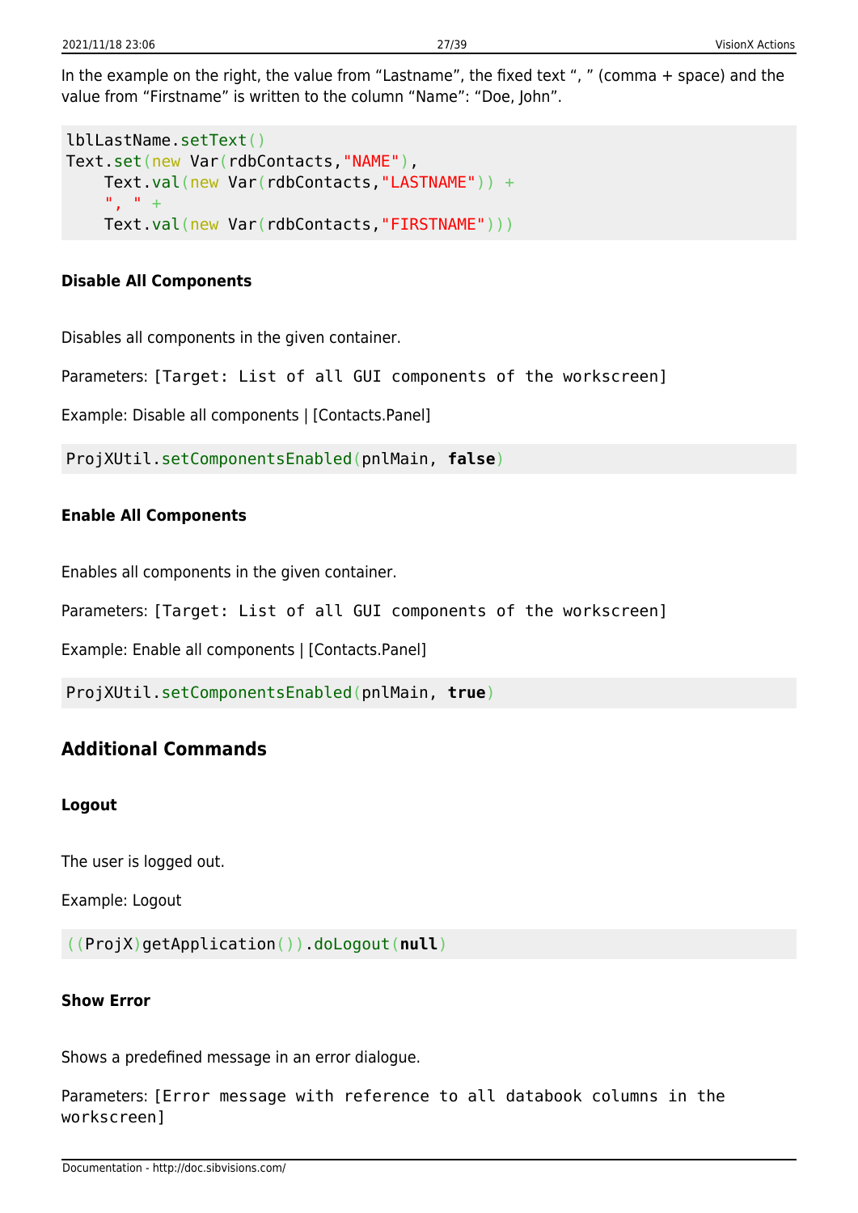In the example on the right, the value from “Lastname”, the fixed text “, ” (comma + space) and the value from “Firstname” is written to the column “Name”: “Doe, John”.

```
lblLastName.setText()
Text.set(new Var(rdbContacts,"NAME"),
    Text.val(new Var(rdbContacts,"LASTNAME")) +
    ", " +
    Text.val(new Var(rdbContacts,"FIRSTNAME")))
```

#### Disable All Components

Disables all components in the given container.

Parameters: `[Target: List of all GUI components of the workscreen]`

Example: Disable all components | [Contacts.Panel]

```
ProjXUtil.setComponentsEnabled(pnlMain, false)
```

#### Enable All Components

Enables all components in the given container.

Parameters: `[Target: List of all GUI components of the workscreen]`

Example: Enable all components | [Contacts.Panel]

```
ProjXUtil.setComponentsEnabled(pnlMain, true)
```

### Additional Commands

#### Logout

The user is logged out.

Example: Logout

```
((ProjX)getApplication()).doLogout(null)
```

#### Show Error

Shows a predefined message in an error dialogue.

Parameters: `[Error message with reference to all databook columns in the workscreen]`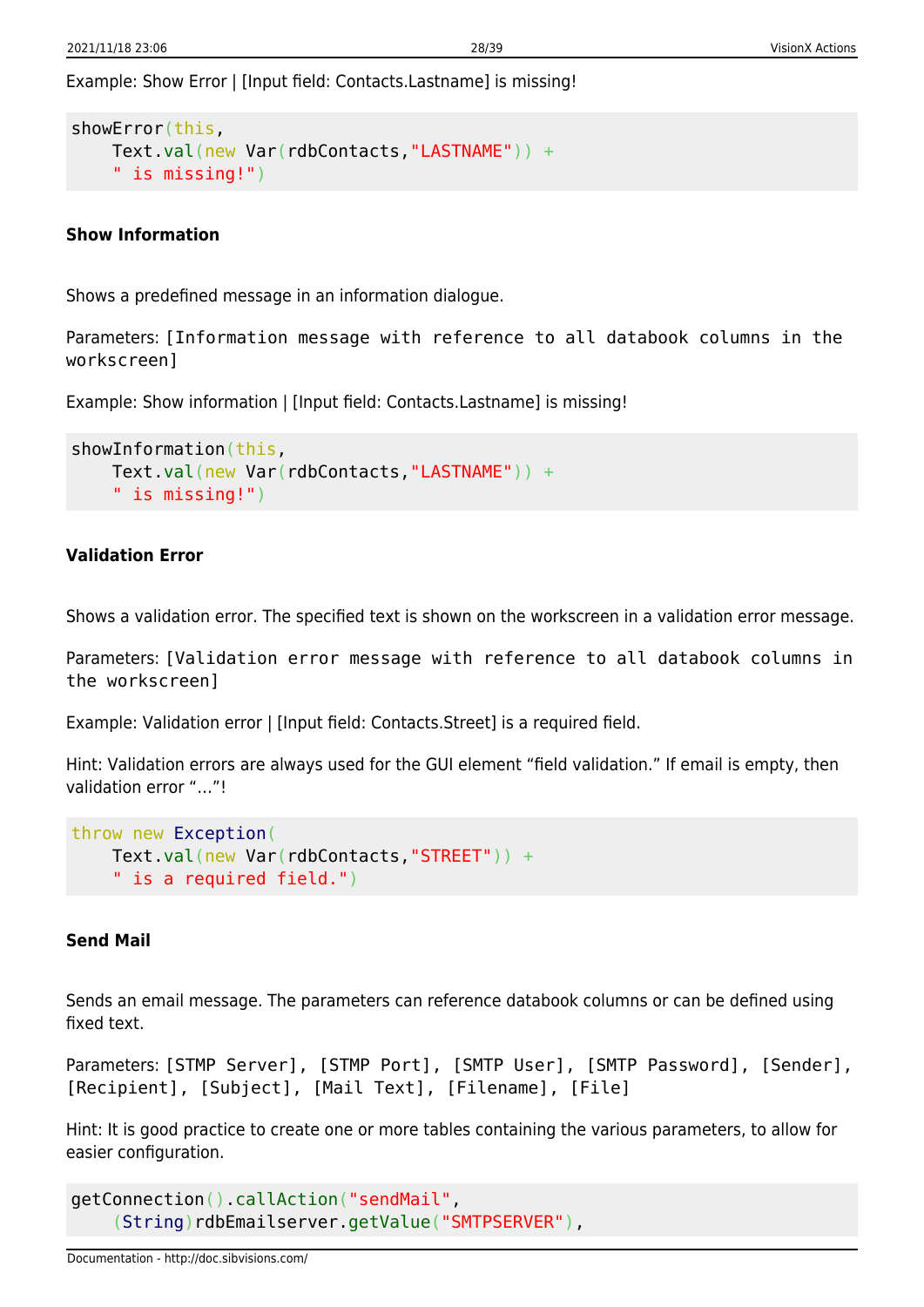Example: Show Error | [Input field: Contacts.Lastname] is missing!

```
showError(this,
    Text.val(new Var(rdbContacts,"LASTNAME")) +
    " is missing!")
```

#### Show Information

Shows a predefined message in an information dialogue.

Parameters: `[Information message with reference to all databook columns in the workscreen]`

Example: Show information | [Input field: Contacts.Lastname] is missing!

```
showInformation(this,
    Text.val(new Var(rdbContacts,"LASTNAME")) +
    " is missing!")
```

#### Validation Error

Shows a validation error. The specified text is shown on the workscreen in a validation error message.

Parameters: `[Validation error message with reference to all databook columns in the workscreen]`

Example: Validation error | [Input field: Contacts.Street] is a required field.

Hint: Validation errors are always used for the GUI element “field validation.” If email is empty, then validation error “…”!

```
throw new Exception(
    Text.val(new Var(rdbContacts,"STREET")) +
    " is a required field.")
```

#### Send Mail

Sends an email message. The parameters can reference databook columns or can be defined using fixed text.

Parameters: `[STMP Server], [STMP Port], [SMTP User], [SMTP Password], [Sender], [Recipient], [Subject], [Mail Text], [Filename], [File]`

Hint: It is good practice to create one or more tables containing the various parameters, to allow for easier configuration.

```
getConnection().callAction("sendMail",
    (String)rdbEmailserver.getValue("SMTPSERVER"),
```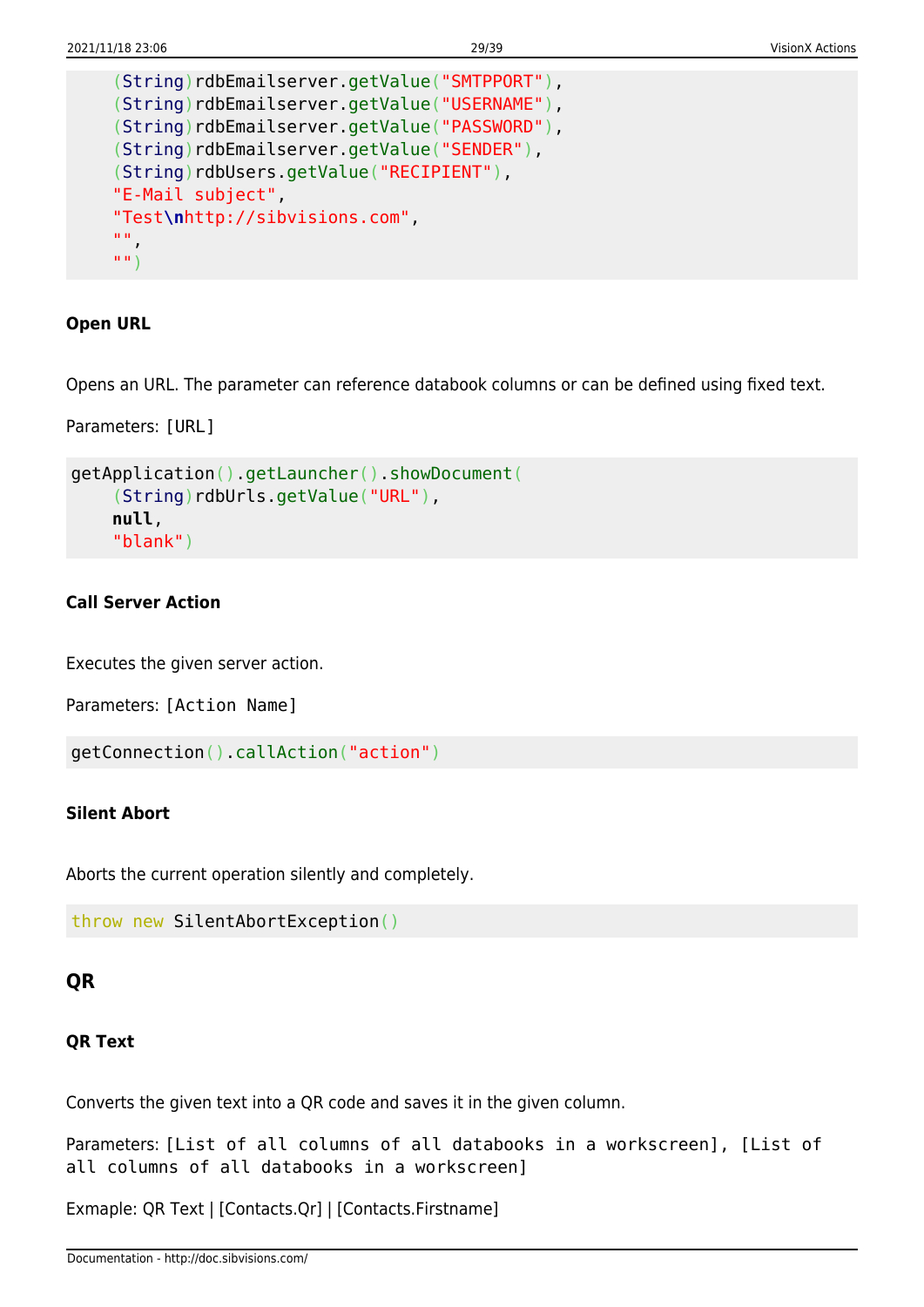```
    (String)rdbEmailserver.getValue("SMTPPORT"),
    (String)rdbEmailserver.getValue("USERNAME"),
    (String)rdbEmailserver.getValue("PASSWORD"),
    (String)rdbEmailserver.getValue("SENDER"),
    (String)rdbUsers.getValue("RECIPIENT"),
    "E-Mail subject",
    "Test\nhttp://sibvisions.com",
    "",
    "")
```

#### Open URL

Opens an URL. The parameter can reference databook columns or can be defined using fixed text.

Parameters: `[URL]`

```
getApplication().getLauncher().showDocument(
    (String)rdbUrls.getValue("URL"),
    null,
    "blank")
```

#### Call Server Action

Executes the given server action.

Parameters: `[Action Name]`

```
getConnection().callAction("action")
```

#### Silent Abort

Aborts the current operation silently and completely.

```
throw new SilentAbortException()
```

### QR

#### QR Text

Converts the given text into a QR code and saves it in the given column.

Parameters: `[List of all columns of all databooks in a workscreen], [List of all columns of all databooks in a workscreen]`

Exmaple: QR Text | [Contacts.Qr] | [Contacts.Firstname]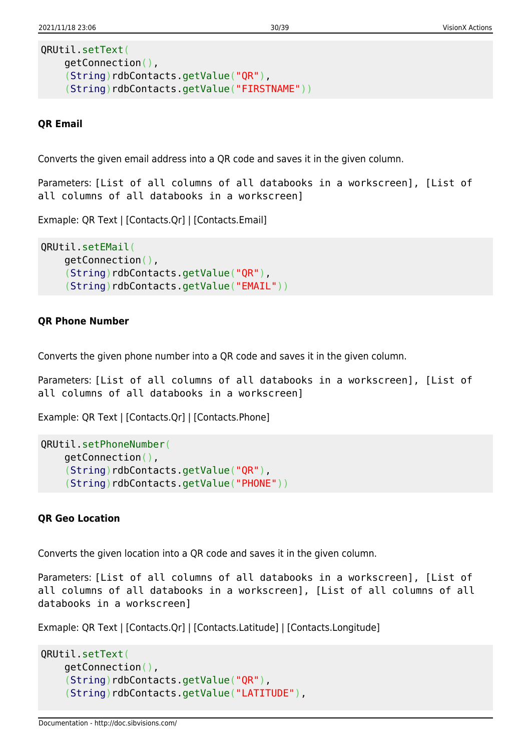```
QRUtil.setText(
    getConnection(),
    (String)rdbContacts.getValue("QR"),
    (String)rdbContacts.getValue("FIRSTNAME"))
```

**QR Email**

Converts the given email address into a QR code and saves it in the given column.

Parameters: `[List of all columns of all databooks in a workscreen], [List of all columns of all databooks in a workscreen]`

Exmaple: QR Text | [Contacts.Qr] | [Contacts.Email]

```
QRUtil.setEMail(
    getConnection(),
    (String)rdbContacts.getValue("QR"),
    (String)rdbContacts.getValue("EMAIL"))
```

**QR Phone Number**

Converts the given phone number into a QR code and saves it in the given column.

Parameters: `[List of all columns of all databooks in a workscreen], [List of all columns of all databooks in a workscreen]`

Example: QR Text | [Contacts.Qr] | [Contacts.Phone]

```
QRUtil.setPhoneNumber(
    getConnection(),
    (String)rdbContacts.getValue("QR"),
    (String)rdbContacts.getValue("PHONE"))
```

**QR Geo Location**

Converts the given location into a QR code and saves it in the given column.

Parameters: `[List of all columns of all databooks in a workscreen], [List of all columns of all databooks in a workscreen], [List of all columns of all databooks in a workscreen]`

Exmaple: QR Text | [Contacts.Qr] | [Contacts.Latitude] | [Contacts.Longitude]

```
QRUtil.setText(
    getConnection(),
    (String)rdbContacts.getValue("QR"),
    (String)rdbContacts.getValue("LATITUDE"),
```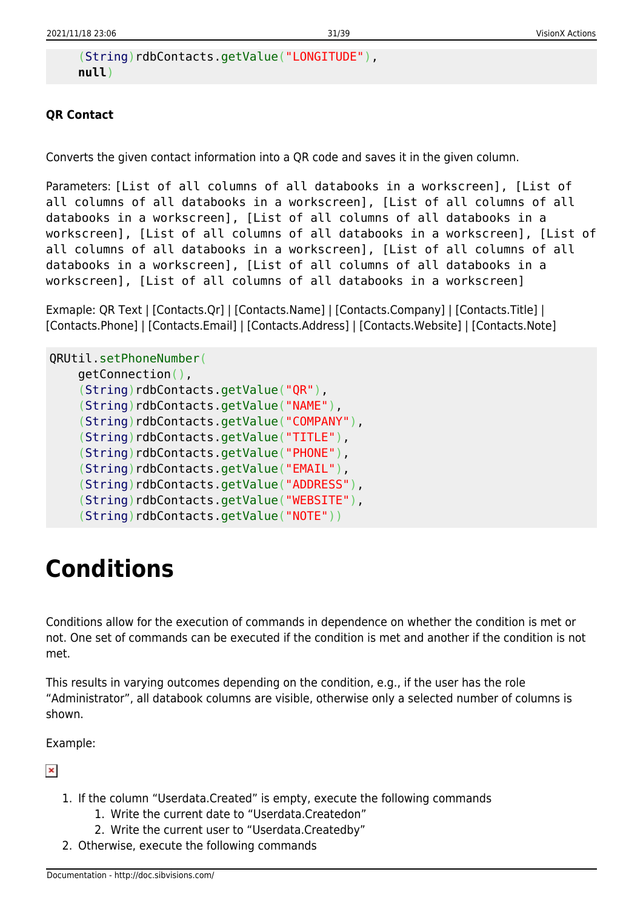```
    (String)rdbContacts.getValue("LONGITUDE"),
    null)
```

**QR Contact**

Converts the given contact information into a QR code and saves it in the given column.

Parameters: `[List of all columns of all databooks in a workscreen], [List of all columns of all databooks in a workscreen], [List of all columns of all databooks in a workscreen], [List of all columns of all databooks in a workscreen], [List of all columns of all databooks in a workscreen], [List of all columns of all databooks in a workscreen], [List of all columns of all databooks in a workscreen], [List of all columns of all databooks in a workscreen], [List of all columns of all databooks in a workscreen]`

Exmaple: QR Text | [Contacts.Qr] | [Contacts.Name] | [Contacts.Company] | [Contacts.Title] | [Contacts.Phone] | [Contacts.Email] | [Contacts.Address] | [Contacts.Website] | [Contacts.Note]

```
QRUtil.setPhoneNumber(
    getConnection(),
    (String)rdbContacts.getValue("QR"),
    (String)rdbContacts.getValue("NAME"),
    (String)rdbContacts.getValue("COMPANY"),
    (String)rdbContacts.getValue("TITLE"),
    (String)rdbContacts.getValue("PHONE"),
    (String)rdbContacts.getValue("EMAIL"),
    (String)rdbContacts.getValue("ADDRESS"),
    (String)rdbContacts.getValue("WEBSITE"),
    (String)rdbContacts.getValue("NOTE"))
```

# Conditions

Conditions allow for the execution of commands in dependence on whether the condition is met or not. One set of commands can be executed if the condition is met and another if the condition is not met.

This results in varying outcomes depending on the condition, e.g., if the user has the role "Administrator", all databook columns are visible, otherwise only a selected number of columns is shown.

Example:

1. If the column "Userdata.Created" is empty, execute the following commands
   1. Write the current date to "Userdata.Createdon"
   2. Write the current user to "Userdata.Createdby"
2. Otherwise, execute the following commands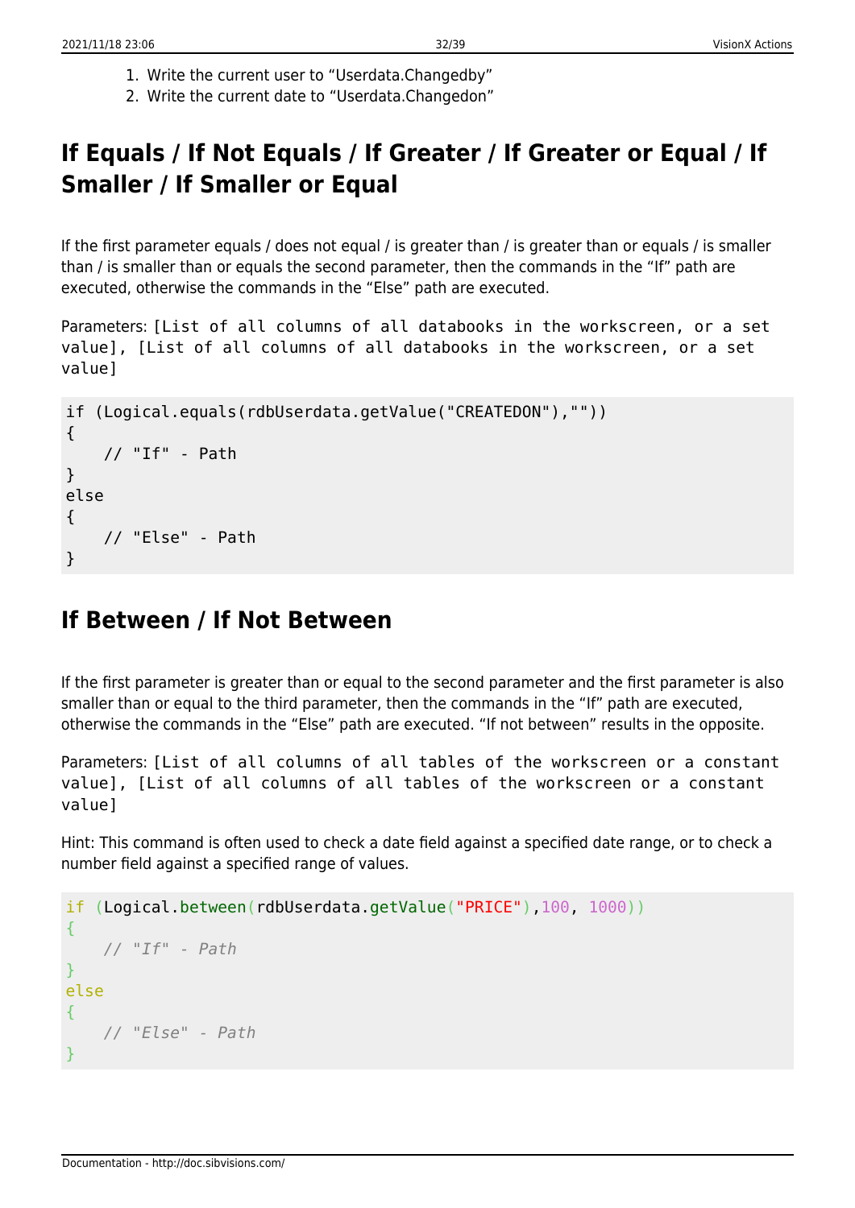1. Write the current user to “Userdata.Changedby”
2. Write the current date to “Userdata.Changedon”

## If Equals / If Not Equals / If Greater / If Greater or Equal / If Smaller / If Smaller or Equal

If the first parameter equals / does not equal / is greater than / is greater than or equals / is smaller than / is smaller than or equals the second parameter, then the commands in the “If” path are executed, otherwise the commands in the “Else” path are executed.

Parameters: `[List of all columns of all databooks in the workscreen, or a set value], [List of all columns of all databooks in the workscreen, or a set value]`

```
if (Logical.equals(rdbUserdata.getValue("CREATEDON"),""))
{
    // "If" - Path
}
else
{
    // "Else" - Path
}
```

## If Between / If Not Between

If the first parameter is greater than or equal to the second parameter and the first parameter is also smaller than or equal to the third parameter, then the commands in the “If” path are executed, otherwise the commands in the “Else” path are executed. “If not between” results in the opposite.

Parameters: `[List of all columns of all tables of the workscreen or a constant value], [List of all columns of all tables of the workscreen or a constant value]`

Hint: This command is often used to check a date field against a specified date range, or to check a number field against a specified range of values.

```
if (Logical.between(rdbUserdata.getValue("PRICE"),100, 1000))
{
    // "If" - Path
}
else
{
    // "Else" - Path
}
```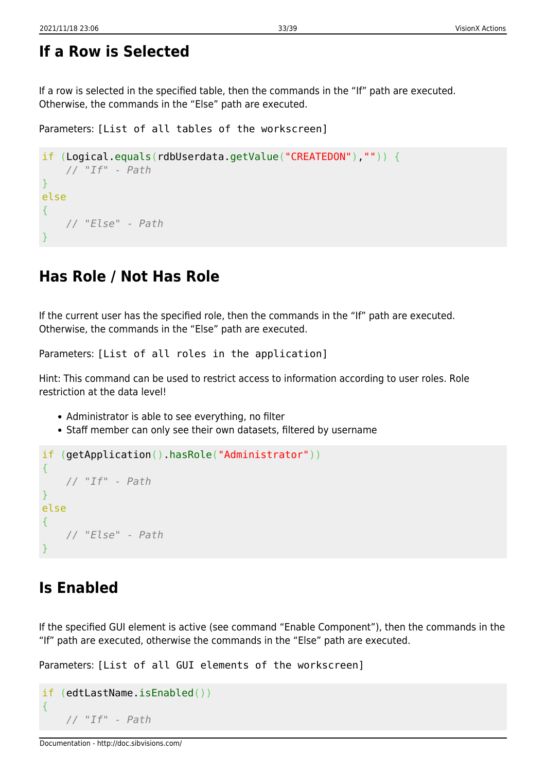## If a Row is Selected

If a row is selected in the specified table, then the commands in the “If” path are executed. Otherwise, the commands in the “Else” path are executed.

Parameters: `[List of all tables of the workscreen]`

```
if (Logical.equals(rdbUserdata.getValue("CREATEDON"),"")) {
    // "If" - Path
}
else
{
    // "Else" - Path
}
```

## Has Role / Not Has Role

If the current user has the specified role, then the commands in the “If” path are executed. Otherwise, the commands in the “Else” path are executed.

Parameters: `[List of all roles in the application]`

Hint: This command can be used to restrict access to information according to user roles. Role restriction at the data level!

- Administrator is able to see everything, no filter
- Staff member can only see their own datasets, filtered by username

```
if (getApplication().hasRole("Administrator"))
{
    // "If" - Path
}
else
{
    // "Else" - Path
}
```

## Is Enabled

If the specified GUI element is active (see command “Enable Component”), then the commands in the “If” path are executed, otherwise the commands in the “Else” path are executed.

Parameters: `[List of all GUI elements of the workscreen]`

```
if (edtLastName.isEnabled())
{
    // "If" - Path
```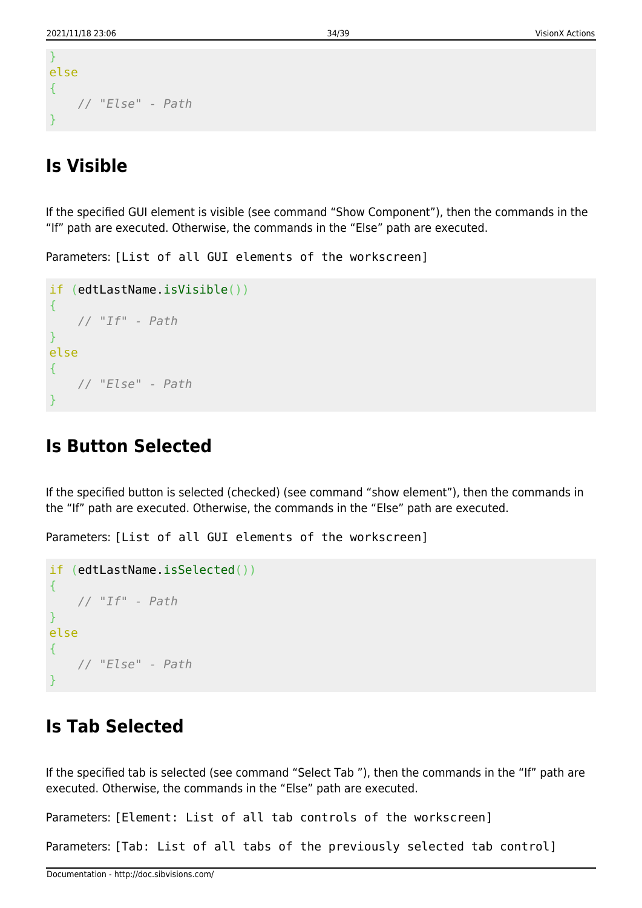```
}
else
{
    // "Else" - Path
}
```

## Is Visible

If the specified GUI element is visible (see command “Show Component”), then the commands in the “If” path are executed. Otherwise, the commands in the “Else” path are executed.

Parameters: `[List of all GUI elements of the workscreen]`

```
if (edtLastName.isVisible())
{
    // "If" - Path
}
else
{
    // "Else" - Path
}
```

## Is Button Selected

If the specified button is selected (checked) (see command “show element”), then the commands in the “If” path are executed. Otherwise, the commands in the “Else” path are executed.

Parameters: `[List of all GUI elements of the workscreen]`

```
if (edtLastName.isSelected())
{
    // "If" - Path
}
else
{
    // "Else" - Path
}
```

## Is Tab Selected

If the specified tab is selected (see command “Select Tab ”), then the commands in the “If” path are executed. Otherwise, the commands in the “Else” path are executed.

Parameters: `[Element: List of all tab controls of the workscreen]`

Parameters: `[Tab: List of all tabs of the previously selected tab control]`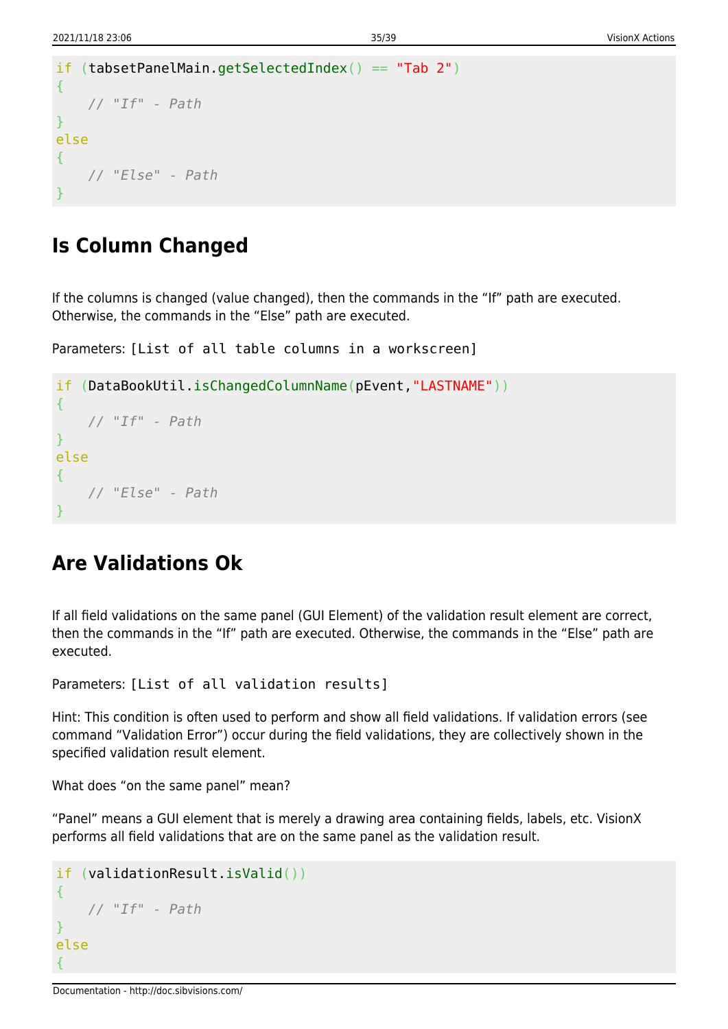```
if (tabsetPanelMain.getSelectedIndex() == "Tab 2")
{
    // "If" - Path
}
else
{
    // "Else" - Path
}
```

## Is Column Changed

If the columns is changed (value changed), then the commands in the "If" path are executed. Otherwise, the commands in the "Else" path are executed.

Parameters: `[List of all table columns in a workscreen]`

```
if (DataBookUtil.isChangedColumnName(pEvent,"LASTNAME"))
{
    // "If" - Path
}
else
{
    // "Else" - Path
}
```

## Are Validations Ok

If all field validations on the same panel (GUI Element) of the validation result element are correct, then the commands in the "If" path are executed. Otherwise, the commands in the "Else" path are executed.

Parameters: `[List of all validation results]`

Hint: This condition is often used to perform and show all field validations. If validation errors (see command "Validation Error") occur during the field validations, they are collectively shown in the specified validation result element.

What does "on the same panel" mean?

"Panel" means a GUI element that is merely a drawing area containing fields, labels, etc. VisionX performs all field validations that are on the same panel as the validation result.

```
if (validationResult.isValid())
{
    // "If" - Path
}
else
{
```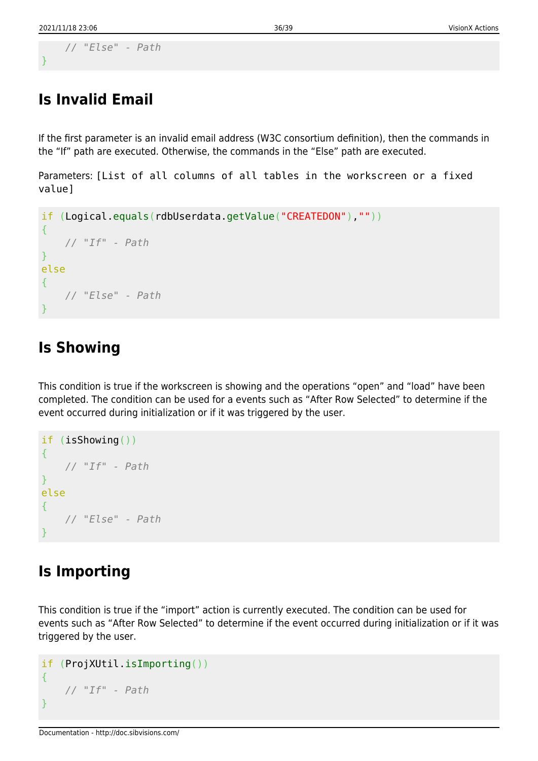```
    // "Else" - Path
}
```

## Is Invalid Email

If the first parameter is an invalid email address (W3C consortium definition), then the commands in the “If” path are executed. Otherwise, the commands in the “Else” path are executed.

Parameters: `[List of all columns of all tables in the workscreen or a fixed value]`

```
if (Logical.equals(rdbUserdata.getValue("CREATEDON"),""))
{
    // "If" - Path
}
else
{
    // "Else" - Path
}
```

## Is Showing

This condition is true if the workscreen is showing and the operations “open” and “load” have been completed. The condition can be used for a events such as “After Row Selected” to determine if the event occurred during initialization or if it was triggered by the user.

```
if (isShowing())
{
    // "If" - Path
}
else
{
    // "Else" - Path
}
```

## Is Importing

This condition is true if the “import” action is currently executed. The condition can be used for events such as “After Row Selected” to determine if the event occurred during initialization or if it was triggered by the user.

```
if (ProjXUtil.isImporting())
{
    // "If" - Path
}
```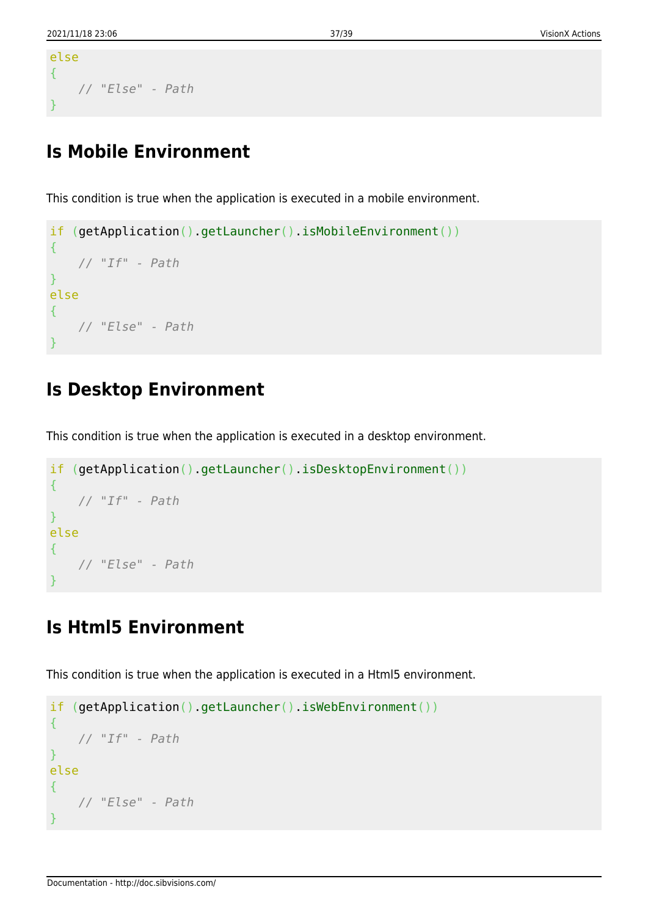```
else
{
    // "Else" - Path
}
```

## Is Mobile Environment

This condition is true when the application is executed in a mobile environment.

```
if (getApplication().getLauncher().isMobileEnvironment())
{
    // "If" - Path
}
else
{
    // "Else" - Path
}
```

## Is Desktop Environment

This condition is true when the application is executed in a desktop environment.

```
if (getApplication().getLauncher().isDesktopEnvironment())
{
    // "If" - Path
}
else
{
    // "Else" - Path
}
```

## Is Html5 Environment

This condition is true when the application is executed in a Html5 environment.

```
if (getApplication().getLauncher().isWebEnvironment())
{
    // "If" - Path
}
else
{
    // "Else" - Path
}
```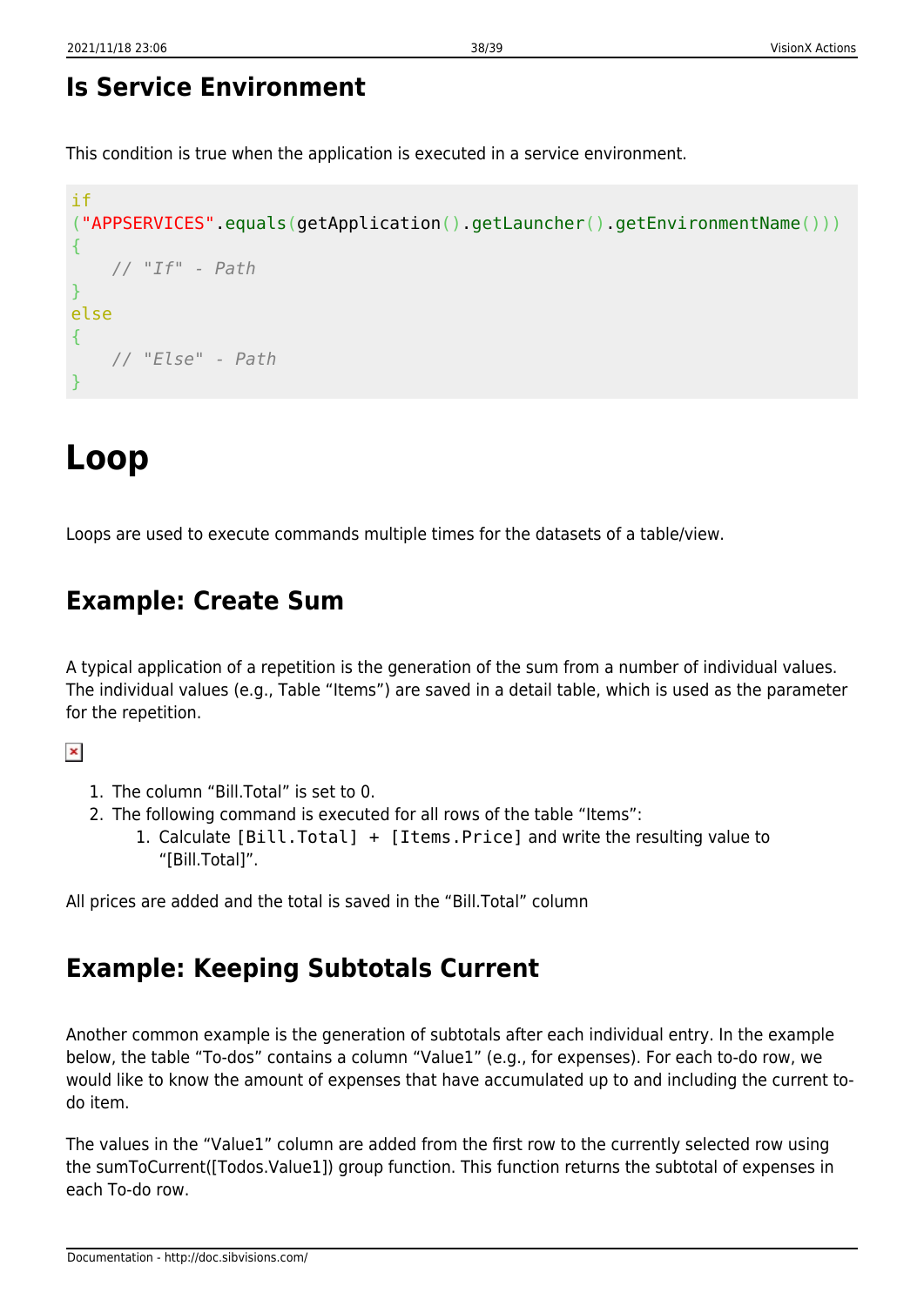## Is Service Environment

This condition is true when the application is executed in a service environment.

```
if
("APPSERVICES".equals(getApplication().getLauncher().getEnvironmentName()))
{
    // "If" - Path
}
else
{
    // "Else" - Path
}
```

# Loop

Loops are used to execute commands multiple times for the datasets of a table/view.

## Example: Create Sum

A typical application of a repetition is the generation of the sum from a number of individual values. The individual values (e.g., Table “Items”) are saved in a detail table, which is used as the parameter for the repetition.

1. The column “Bill.Total” is set to 0.
2. The following command is executed for all rows of the table “Items”:
    1. Calculate `[Bill.Total] + [Items.Price]` and write the resulting value to “[Bill.Total]”.

All prices are added and the total is saved in the “Bill.Total” column

## Example: Keeping Subtotals Current

Another common example is the generation of subtotals after each individual entry. In the example below, the table “To-dos” contains a column “Value1” (e.g., for expenses). For each to-do row, we would like to know the amount of expenses that have accumulated up to and including the current to-do item.

The values in the “Value1” column are added from the first row to the currently selected row using the sumToCurrent([Todos.Value1]) group function. This function returns the subtotal of expenses in each To-do row.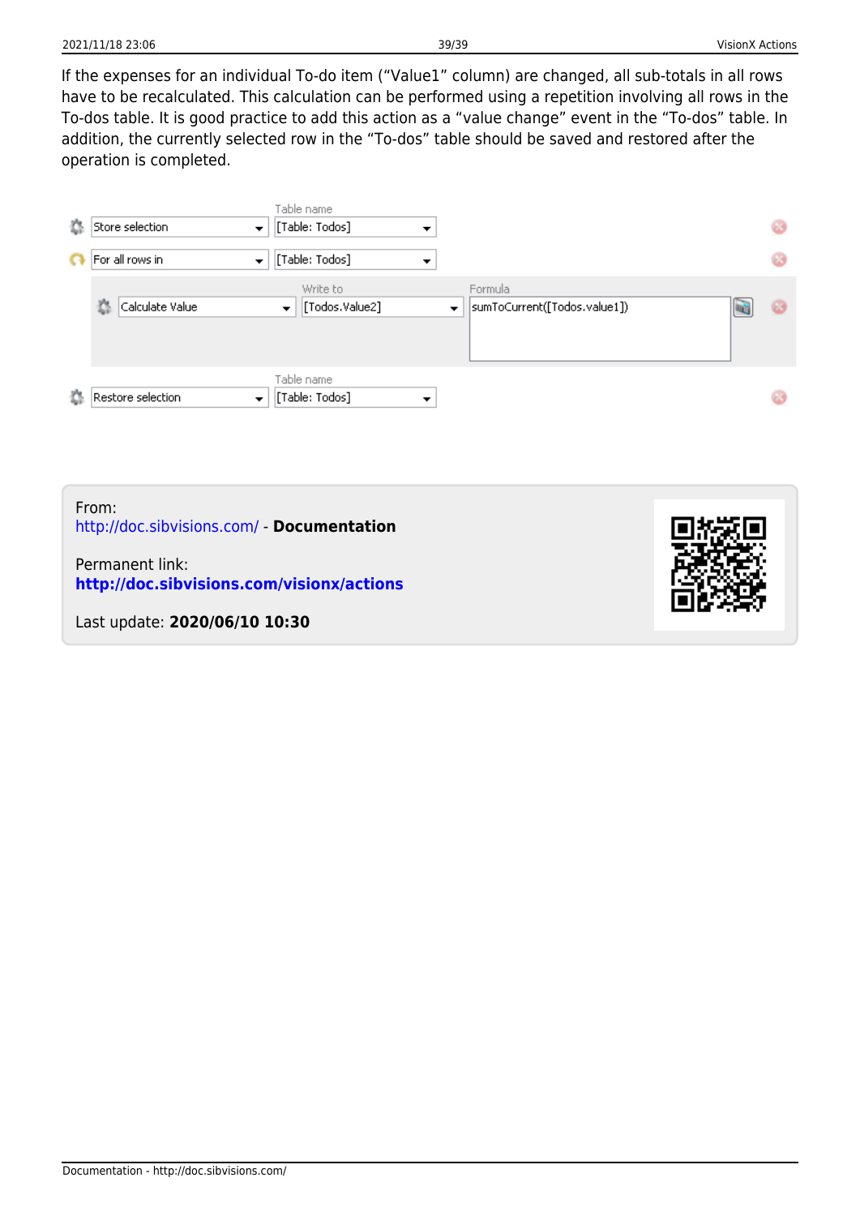If the expenses for an individual To-do item ("Value1" column) are changed, all sub-totals in all rows have to be recalculated. This calculation can be performed using a repetition involving all rows in the To-dos table. It is good practice to add this action as a "value change" event in the "To-dos" table. In addition, the currently selected row in the "To-dos" table should be saved and restored after the operation is completed.

Store selection — Table name: [Table: Todos]

For all rows in — [Table: Todos]

Calculate Value — Write to: [Todos.Value2] — Formula: sumToCurrent([Todos.value1])

Restore selection — Table name: [Table: Todos]

From:
http://doc.sibvisions.com/ - **Documentation**

Permanent link:
**http://doc.sibvisions.com/visionx/actions**

Last update: **2020/06/10 10:30**